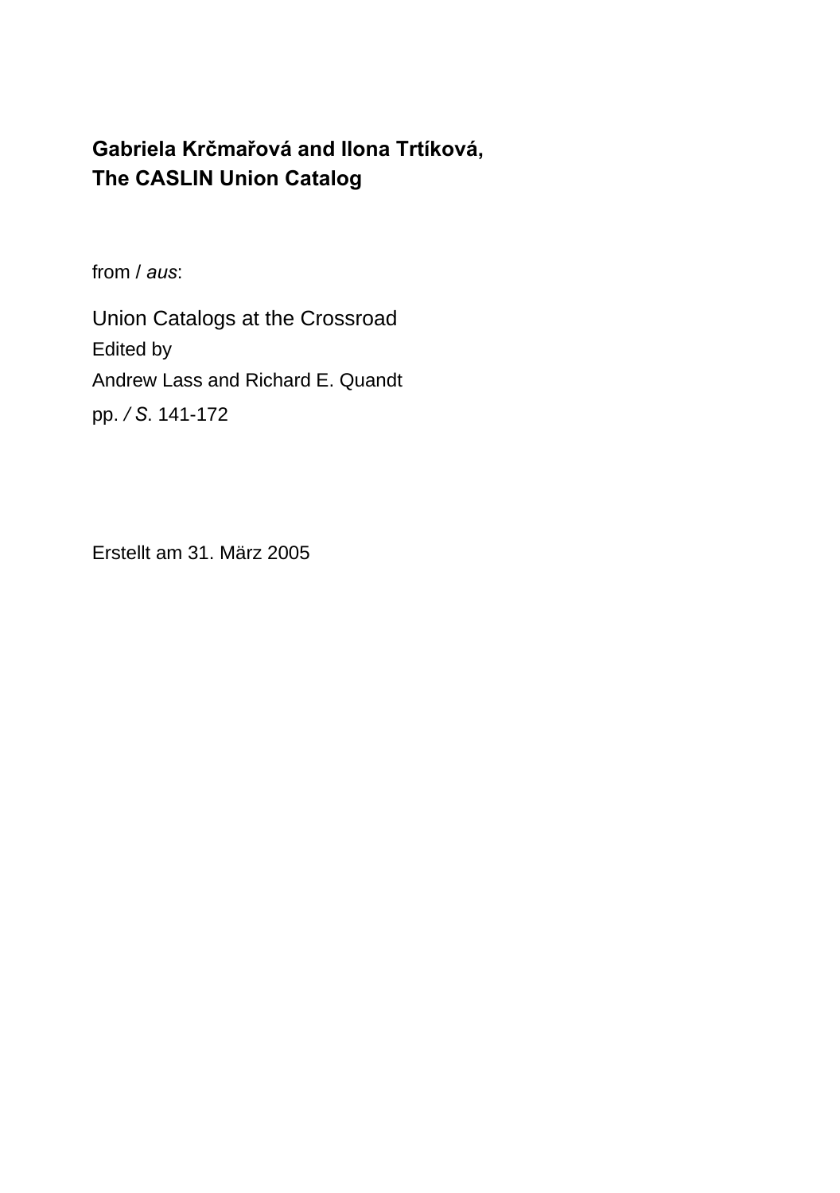**Gabriela Krčmařová and Ilona Trtíková,**
**The CASLIN Union Catalog**

from / *aus*:

Union Catalogs at the Crossroad
Edited by
Andrew Lass and Richard E. Quandt
pp. */ S*. 141-172

Erstellt am 31. März 2005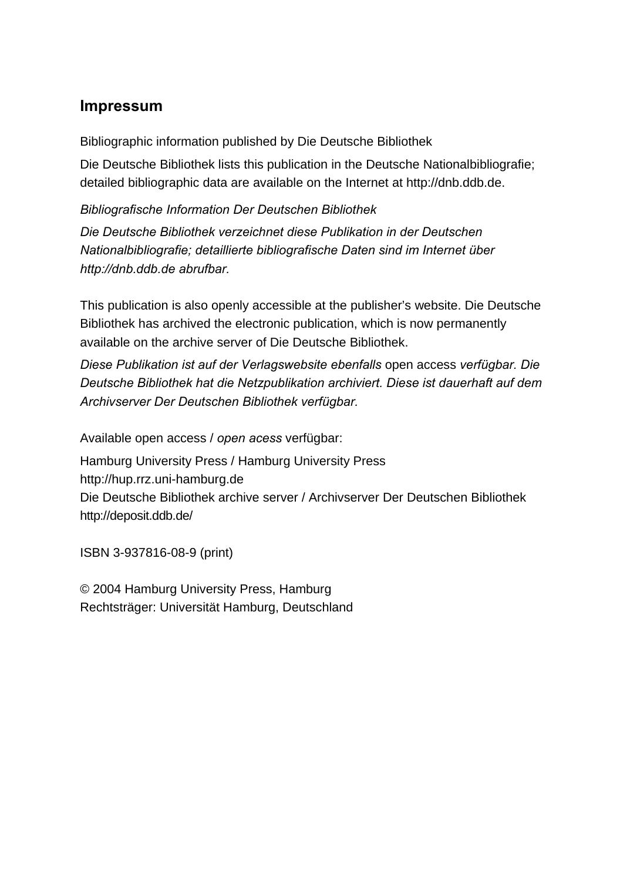## Impressum

Bibliographic information published by Die Deutsche Bibliothek

Die Deutsche Bibliothek lists this publication in the Deutsche Nationalbibliografie; detailed bibliographic data are available on the Internet at http://dnb.ddb.de.

*Bibliografische Information Der Deutschen Bibliothek*

*Die Deutsche Bibliothek verzeichnet diese Publikation in der Deutschen Nationalbibliografie; detaillierte bibliografische Daten sind im Internet über http://dnb.ddb.de abrufbar.*

This publication is also openly accessible at the publisher's website. Die Deutsche Bibliothek has archived the electronic publication, which is now permanently available on the archive server of Die Deutsche Bibliothek.

*Diese Publikation ist auf der Verlagswebsite ebenfalls* open access *verfügbar. Die Deutsche Bibliothek hat die Netzpublikation archiviert. Diese ist dauerhaft auf dem Archivserver Der Deutschen Bibliothek verfügbar.*

Available open access / *open acess* verfügbar:

Hamburg University Press / Hamburg University Press
http://hup.rrz.uni-hamburg.de
Die Deutsche Bibliothek archive server / Archivserver Der Deutschen Bibliothek
http://deposit.ddb.de/

ISBN 3-937816-08-9 (print)

© 2004 Hamburg University Press, Hamburg
Rechtsträger: Universität Hamburg, Deutschland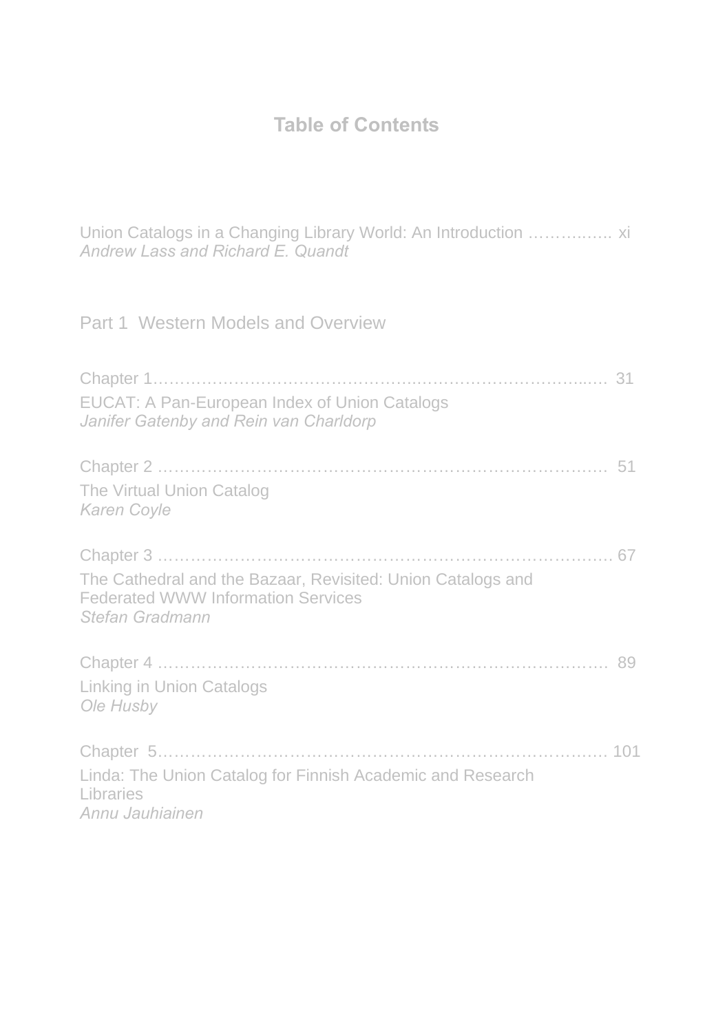# Table of Contents

Union Catalogs in a Changing Library World: An Introduction …………… xi
*Andrew Lass and Richard E. Quandt*

## Part 1 Western Models and Overview

Chapter 1…………………………………………………………………………… 31
EUCAT: A Pan-European Index of Union Catalogs
*Janifer Gatenby and Rein van Charldorp*

Chapter 2 ………………………………………………………………………… 51
The Virtual Union Catalog
*Karen Coyle*

Chapter 3 ………………………………………………………………………… 67
The Cathedral and the Bazaar, Revisited: Union Catalogs and Federated WWW Information Services
*Stefan Gradmann*

Chapter 4 ………………………………………………………………………… 89
Linking in Union Catalogs
*Ole Husby*

Chapter 5………………………………………………………………………… 101
Linda: The Union Catalog for Finnish Academic and Research Libraries
*Annu Jauhiainen*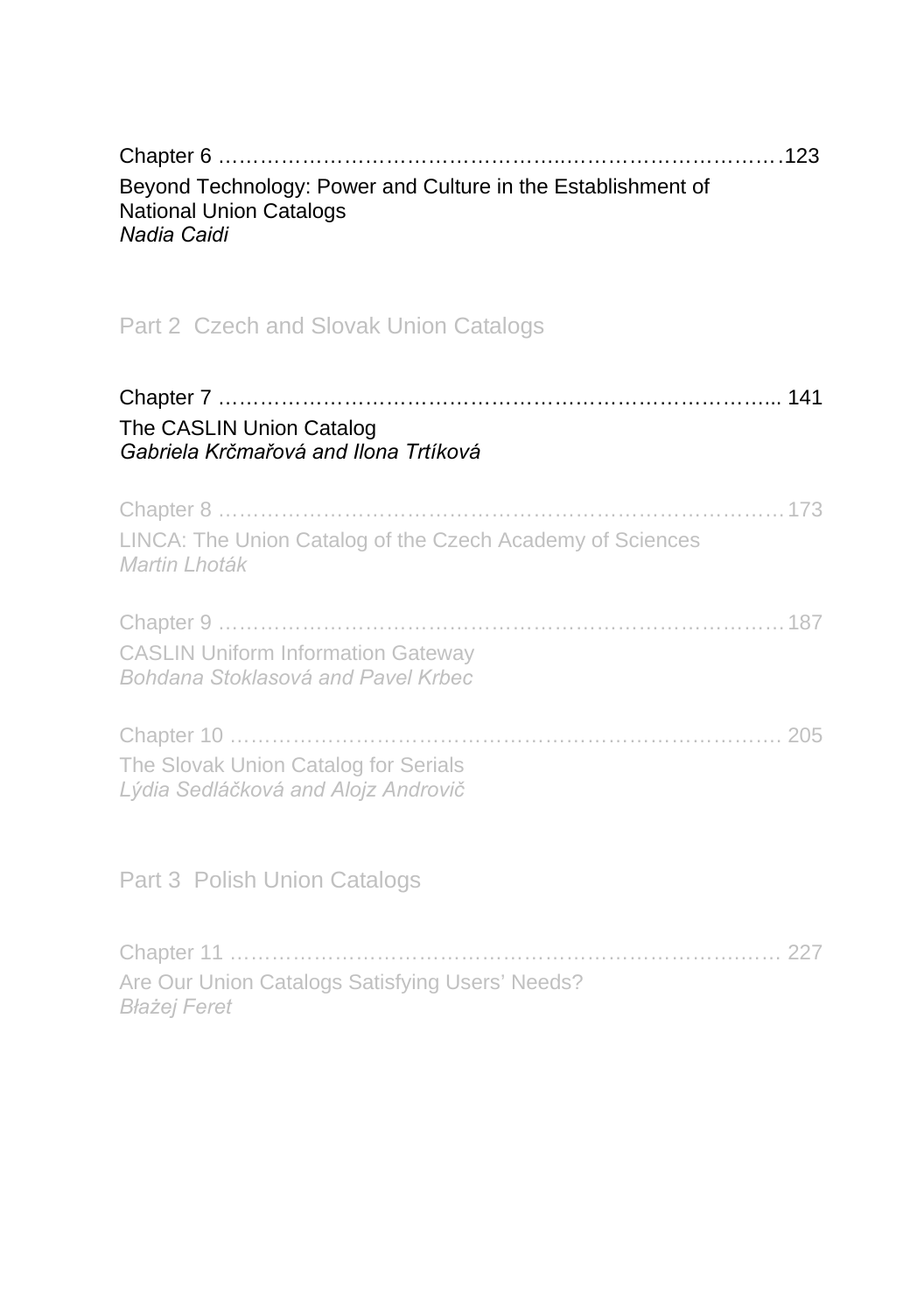Chapter 6 ……………………………………………..…………………………123

Beyond Technology: Power and Culture in the Establishment of National Union Catalogs
*Nadia Caidi*

## Part 2 Czech and Slovak Union Catalogs

Chapter 7 ……………………………………………………………………... 141

The CASLIN Union Catalog
*Gabriela Krčmařová and Ilona Trtíková*

Chapter 8 ……………………………………………………………………173

LINCA: The Union Catalog of the Czech Academy of Sciences
*Martin Lhoták*

Chapter 9 ……………………………………………………………………187

CASLIN Uniform Information Gateway
*Bohdana Stoklasová and Pavel Krbec*

Chapter 10 ……………………………………………………………………. 205

The Slovak Union Catalog for Serials
*Lýdia Sedláčková and Alojz Androvič*

## Part 3 Polish Union Catalogs

Chapter 11 ……………………………………………………………………. 227

Are Our Union Catalogs Satisfying Users' Needs?
*Błażej Feret*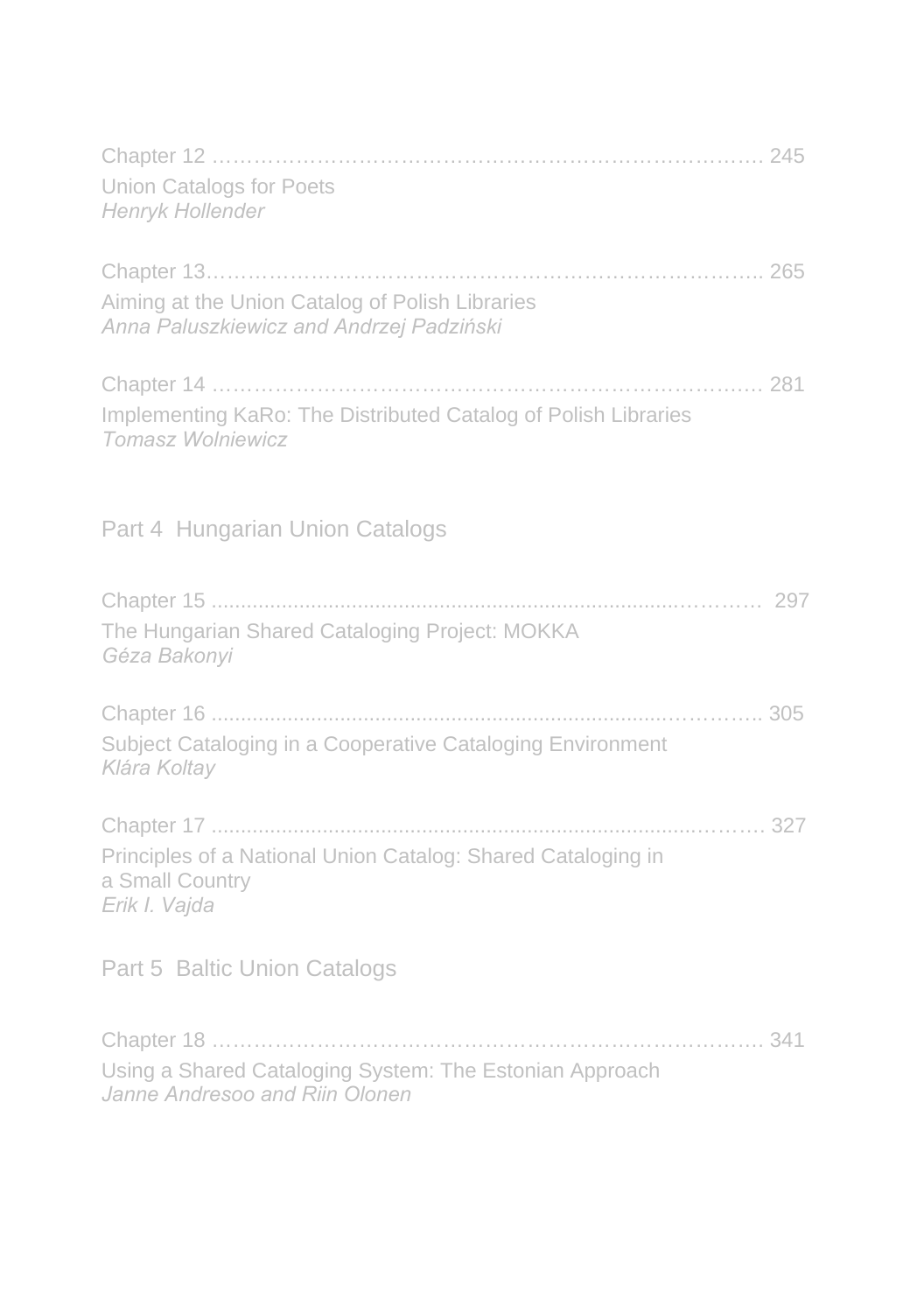Chapter 12 ……………………………………………………………………. 245
Union Catalogs for Poets
*Henryk Hollender*

Chapter 13……………………………………………………………………. 265
Aiming at the Union Catalog of Polish Libraries
*Anna Paluszkiewicz and Andrzej Padziński*

Chapter 14 ……………………………………………………………………. 281
Implementing KaRo: The Distributed Catalog of Polish Libraries
*Tomasz Wolniewicz*

## Part 4 Hungarian Union Catalogs

Chapter 15 ............................................................................………… 297
The Hungarian Shared Cataloging Project: MOKKA
*Géza Bakonyi*

Chapter 16 ...........................................................................…………. 305
Subject Cataloging in a Cooperative Cataloging Environment
*Klára Koltay*

Chapter 17 ............................................................................………. 327
Principles of a National Union Catalog: Shared Cataloging in a Small Country
*Erik I. Vajda*

## Part 5 Baltic Union Catalogs

Chapter 18 ……………………………………………………………………. 341
Using a Shared Cataloging System: The Estonian Approach
*Janne Andresoo and Riin Olonen*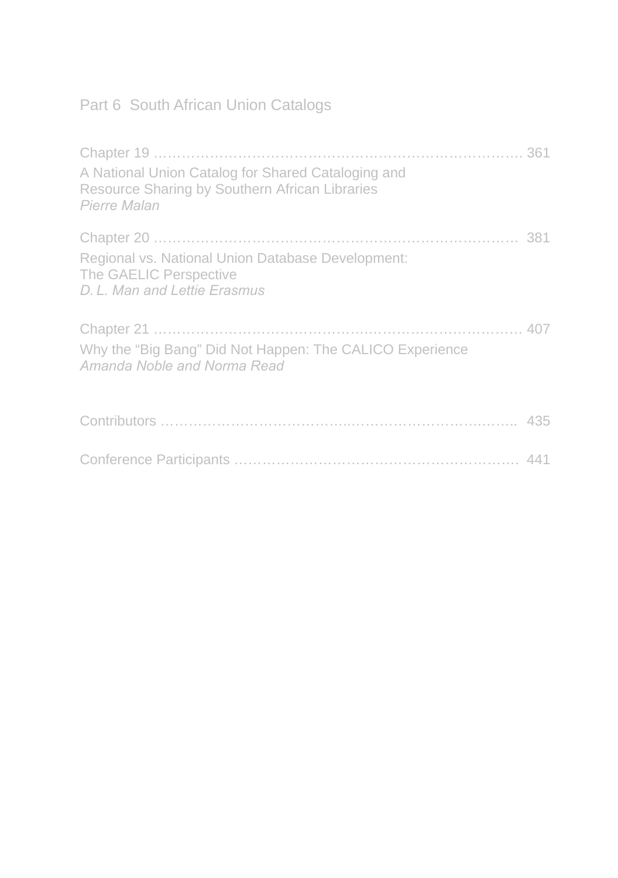## Part 6 South African Union Catalogs

Chapter 19 ………………………………………………………………………. 361
A National Union Catalog for Shared Cataloging and
Resource Sharing by Southern African Libraries
*Pierre Malan*

Chapter 20 ……………………………………………………………………… 381
Regional vs. National Union Database Development:
The GAELIC Perspective
*D. L. Man and Lettie Erasmus*

Chapter 21 ………………………………………………………………………. 407
Why the "Big Bang" Did Not Happen: The CALICO Experience
*Amanda Noble and Norma Read*

Contributors ……………………………………………………………………. 435

Conference Participants ……………………………………………………… 441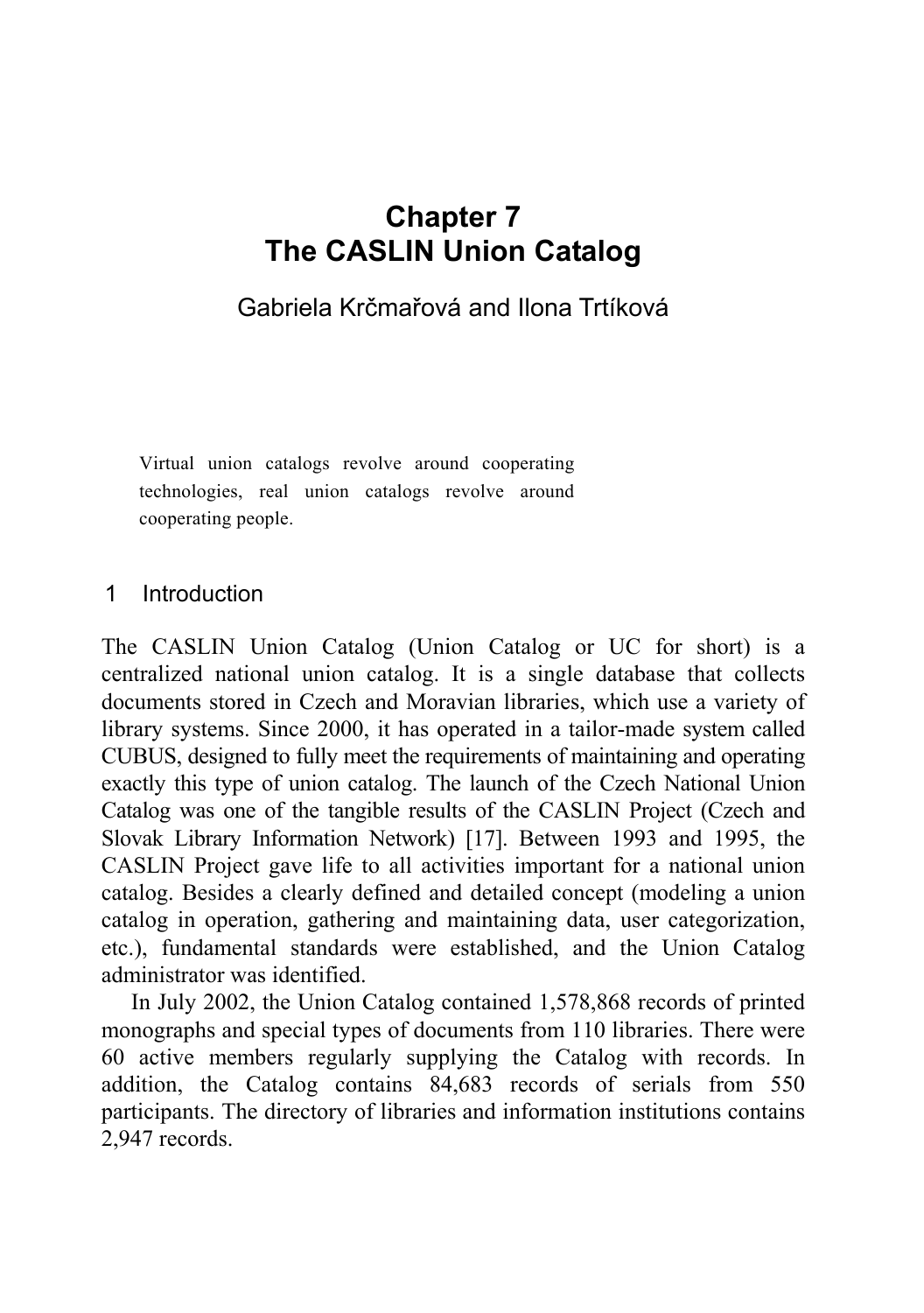# Chapter 7
# The CASLIN Union Catalog

Gabriela Krčmařová and Ilona Trtíková

> Virtual union catalogs revolve around cooperating technologies, real union catalogs revolve around cooperating people.

## 1 Introduction

The CASLIN Union Catalog (Union Catalog or UC for short) is a centralized national union catalog. It is a single database that collects documents stored in Czech and Moravian libraries, which use a variety of library systems. Since 2000, it has operated in a tailor-made system called CUBUS, designed to fully meet the requirements of maintaining and operating exactly this type of union catalog. The launch of the Czech National Union Catalog was one of the tangible results of the CASLIN Project (Czech and Slovak Library Information Network) [17]. Between 1993 and 1995, the CASLIN Project gave life to all activities important for a national union catalog. Besides a clearly defined and detailed concept (modeling a union catalog in operation, gathering and maintaining data, user categorization, etc.), fundamental standards were established, and the Union Catalog administrator was identified.

In July 2002, the Union Catalog contained 1,578,868 records of printed monographs and special types of documents from 110 libraries. There were 60 active members regularly supplying the Catalog with records. In addition, the Catalog contains 84,683 records of serials from 550 participants. The directory of libraries and information institutions contains 2,947 records.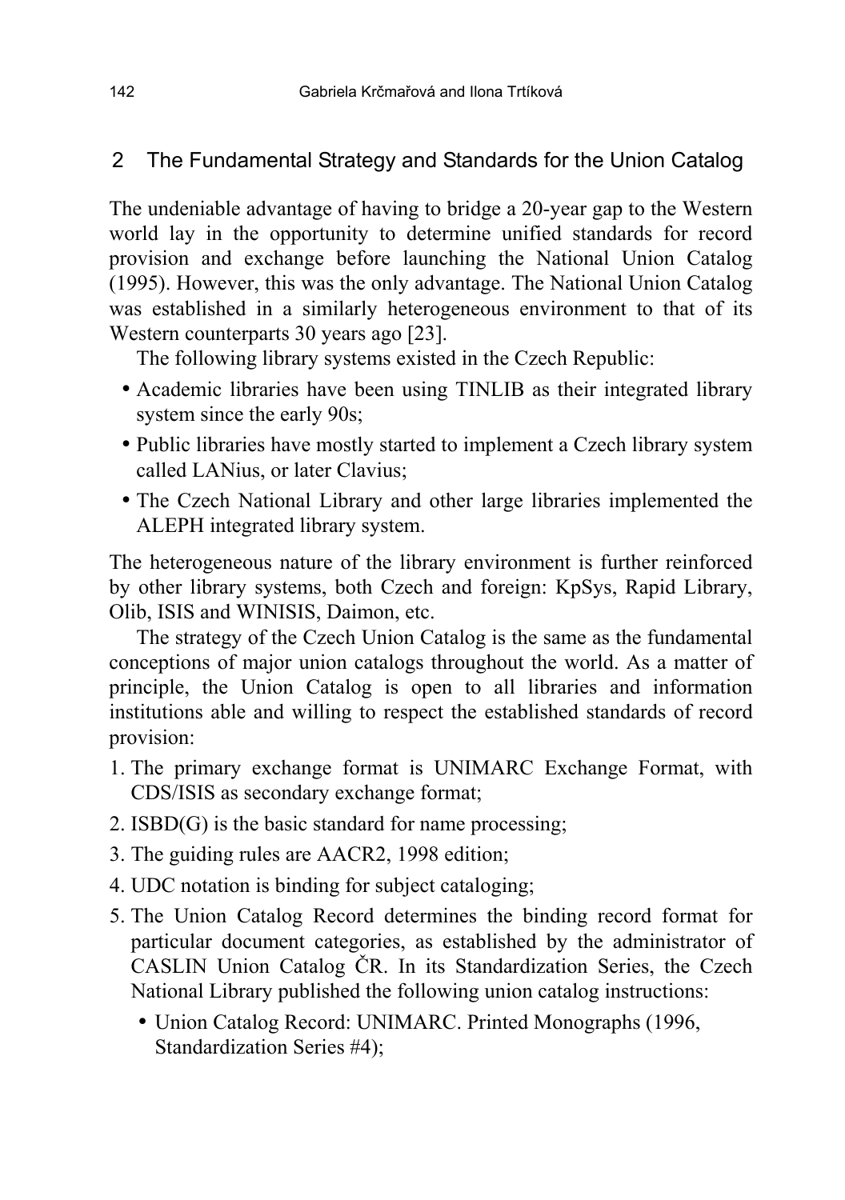## 2 The Fundamental Strategy and Standards for the Union Catalog

The undeniable advantage of having to bridge a 20-year gap to the Western world lay in the opportunity to determine unified standards for record provision and exchange before launching the National Union Catalog (1995). However, this was the only advantage. The National Union Catalog was established in a similarly heterogeneous environment to that of its Western counterparts 30 years ago [23].

The following library systems existed in the Czech Republic:

- Academic libraries have been using TINLIB as their integrated library system since the early 90s;
- Public libraries have mostly started to implement a Czech library system called LANius, or later Clavius;
- The Czech National Library and other large libraries implemented the ALEPH integrated library system.

The heterogeneous nature of the library environment is further reinforced by other library systems, both Czech and foreign: KpSys, Rapid Library, Olib, ISIS and WINISIS, Daimon, etc.

The strategy of the Czech Union Catalog is the same as the fundamental conceptions of major union catalogs throughout the world. As a matter of principle, the Union Catalog is open to all libraries and information institutions able and willing to respect the established standards of record provision:

1. The primary exchange format is UNIMARC Exchange Format, with CDS/ISIS as secondary exchange format;
2. ISBD(G) is the basic standard for name processing;
3. The guiding rules are AACR2, 1998 edition;
4. UDC notation is binding for subject cataloging;
5. The Union Catalog Record determines the binding record format for particular document categories, as established by the administrator of CASLIN Union Catalog ČR. In its Standardization Series, the Czech National Library published the following union catalog instructions:
   - Union Catalog Record: UNIMARC. Printed Monographs (1996, Standardization Series #4);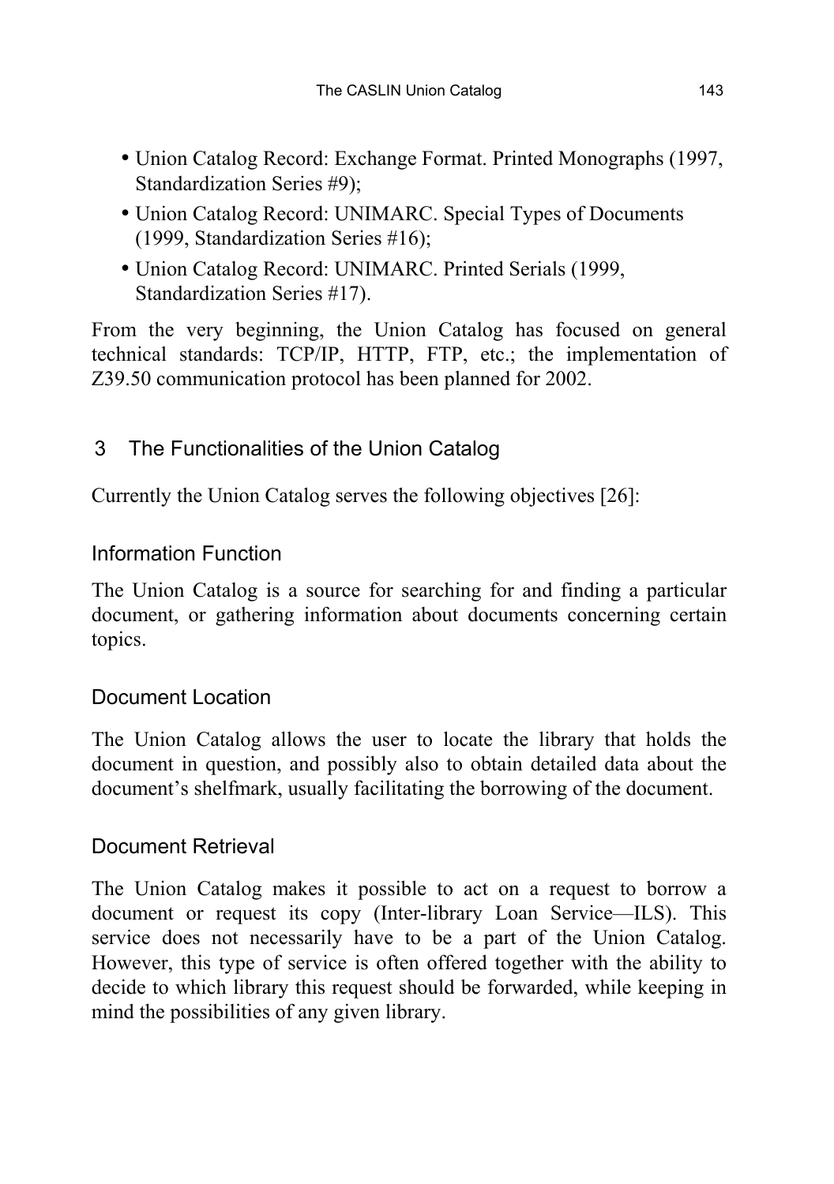- Union Catalog Record: Exchange Format. Printed Monographs (1997, Standardization Series #9);
- Union Catalog Record: UNIMARC. Special Types of Documents (1999, Standardization Series #16);
- Union Catalog Record: UNIMARC. Printed Serials (1999, Standardization Series #17).

From the very beginning, the Union Catalog has focused on general technical standards: TCP/IP, HTTP, FTP, etc.; the implementation of Z39.50 communication protocol has been planned for 2002.

## 3 The Functionalities of the Union Catalog

Currently the Union Catalog serves the following objectives [26]:

### Information Function

The Union Catalog is a source for searching for and finding a particular document, or gathering information about documents concerning certain topics.

### Document Location

The Union Catalog allows the user to locate the library that holds the document in question, and possibly also to obtain detailed data about the document's shelfmark, usually facilitating the borrowing of the document.

### Document Retrieval

The Union Catalog makes it possible to act on a request to borrow a document or request its copy (Inter-library Loan Service—ILS). This service does not necessarily have to be a part of the Union Catalog. However, this type of service is often offered together with the ability to decide to which library this request should be forwarded, while keeping in mind the possibilities of any given library.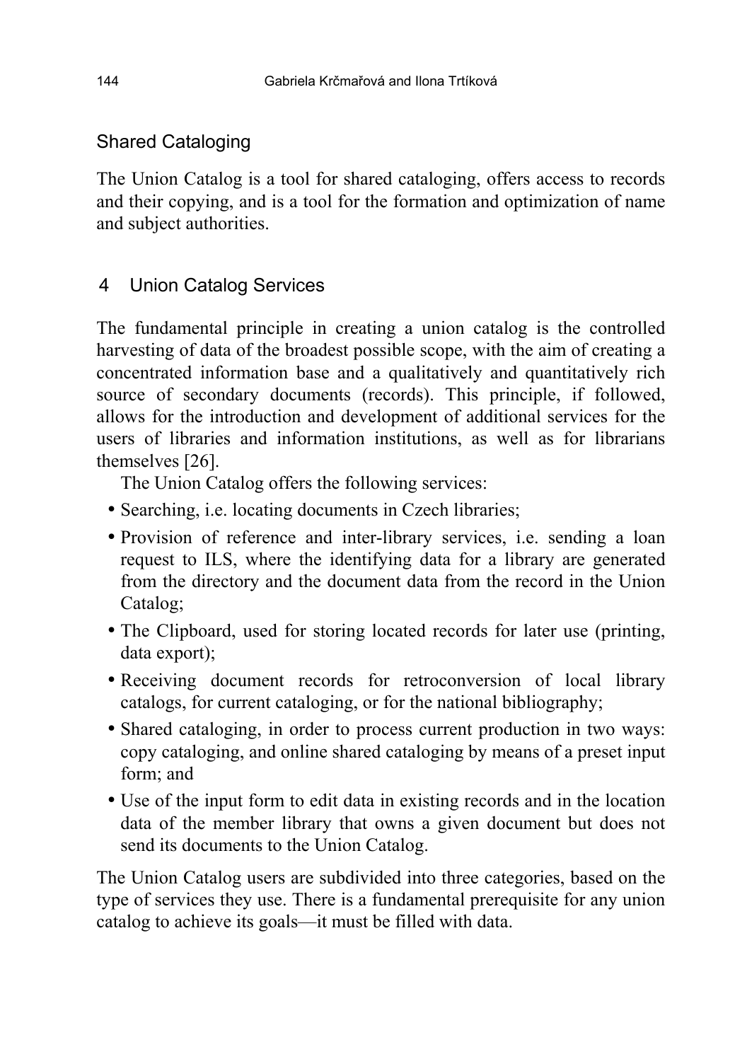### Shared Cataloging

The Union Catalog is a tool for shared cataloging, offers access to records and their copying, and is a tool for the formation and optimization of name and subject authorities.

## 4 Union Catalog Services

The fundamental principle in creating a union catalog is the controlled harvesting of data of the broadest possible scope, with the aim of creating a concentrated information base and a qualitatively and quantitatively rich source of secondary documents (records). This principle, if followed, allows for the introduction and development of additional services for the users of libraries and information institutions, as well as for librarians themselves [26].

The Union Catalog offers the following services:

- Searching, i.e. locating documents in Czech libraries;
- Provision of reference and inter-library services, i.e. sending a loan request to ILS, where the identifying data for a library are generated from the directory and the document data from the record in the Union Catalog;
- The Clipboard, used for storing located records for later use (printing, data export);
- Receiving document records for retroconversion of local library catalogs, for current cataloging, or for the national bibliography;
- Shared cataloging, in order to process current production in two ways: copy cataloging, and online shared cataloging by means of a preset input form; and
- Use of the input form to edit data in existing records and in the location data of the member library that owns a given document but does not send its documents to the Union Catalog.

The Union Catalog users are subdivided into three categories, based on the type of services they use. There is a fundamental prerequisite for any union catalog to achieve its goals—it must be filled with data.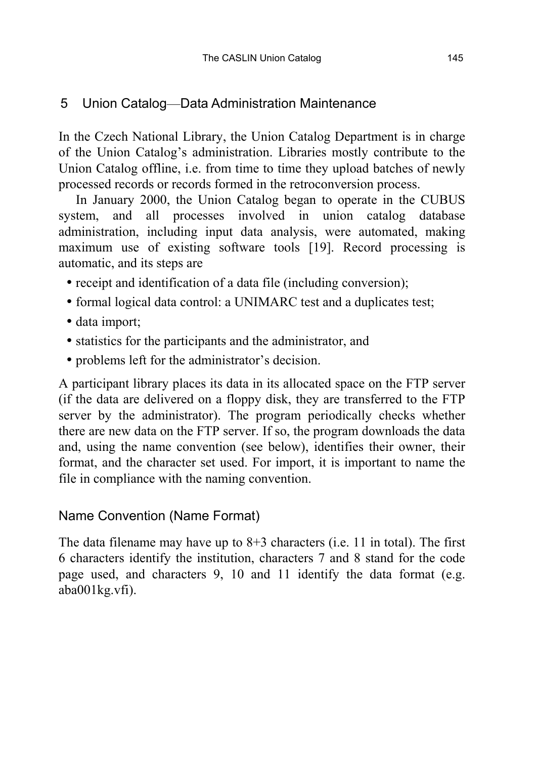## 5 Union Catalog—Data Administration Maintenance

In the Czech National Library, the Union Catalog Department is in charge of the Union Catalog's administration. Libraries mostly contribute to the Union Catalog offline, i.e. from time to time they upload batches of newly processed records or records formed in the retroconversion process.

In January 2000, the Union Catalog began to operate in the CUBUS system, and all processes involved in union catalog database administration, including input data analysis, were automated, making maximum use of existing software tools [19]. Record processing is automatic, and its steps are

- receipt and identification of a data file (including conversion);
- formal logical data control: a UNIMARC test and a duplicates test;
- data import;
- statistics for the participants and the administrator, and
- problems left for the administrator's decision.

A participant library places its data in its allocated space on the FTP server (if the data are delivered on a floppy disk, they are transferred to the FTP server by the administrator). The program periodically checks whether there are new data on the FTP server. If so, the program downloads the data and, using the name convention (see below), identifies their owner, their format, and the character set used. For import, it is important to name the file in compliance with the naming convention.

### Name Convention (Name Format)

The data filename may have up to 8+3 characters (i.e. 11 in total). The first 6 characters identify the institution, characters 7 and 8 stand for the code page used, and characters 9, 10 and 11 identify the data format (e.g. aba001kg.vfi).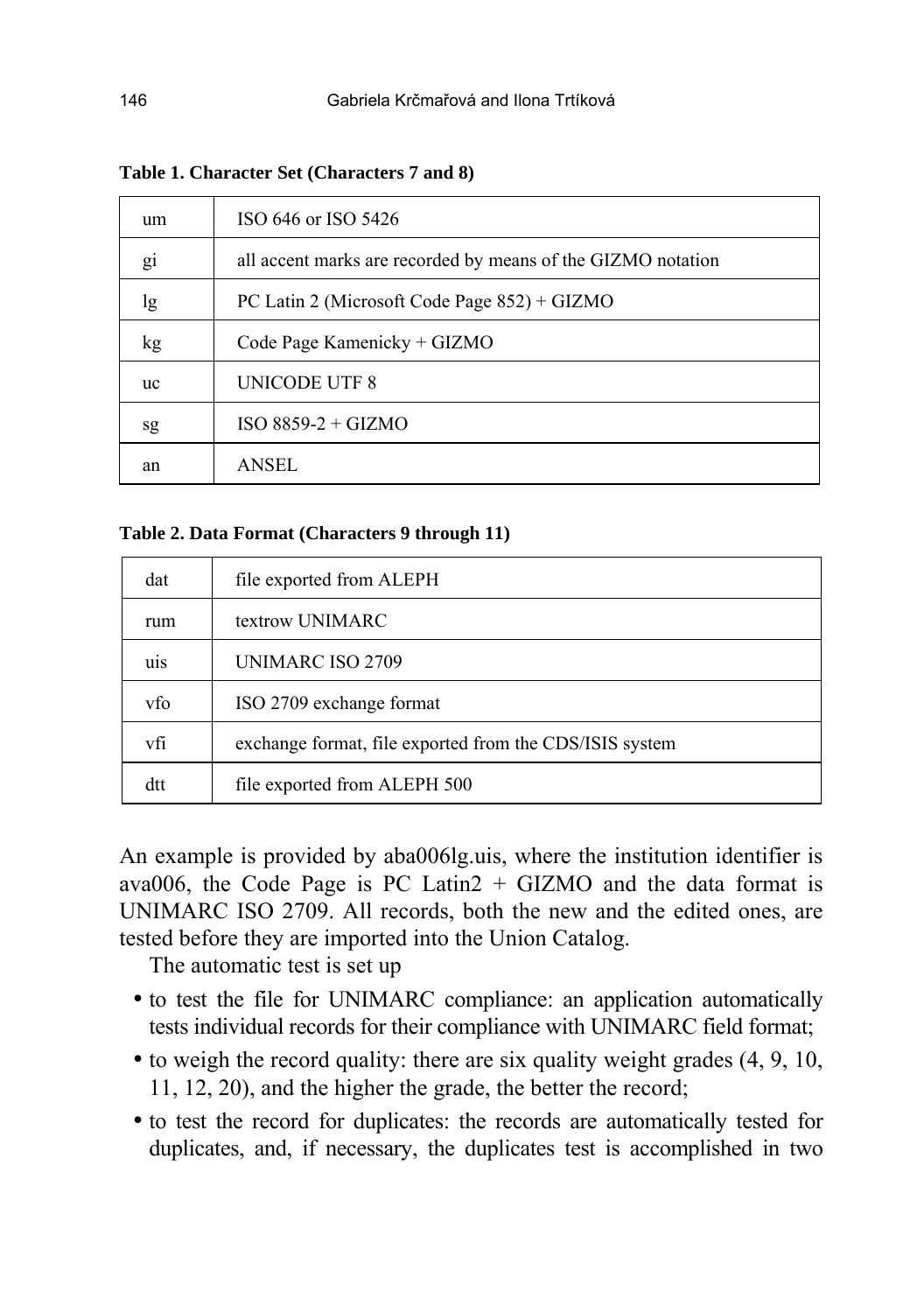**Table 1. Character Set (Characters 7 and 8)**

| | |
|---|---|
| um | ISO 646 or ISO 5426 |
| gi | all accent marks are recorded by means of the GIZMO notation |
| lg | PC Latin 2 (Microsoft Code Page 852) + GIZMO |
| kg | Code Page Kamenicky + GIZMO |
| uc | UNICODE UTF 8 |
| sg | ISO 8859-2 + GIZMO |
| an | ANSEL |

**Table 2. Data Format (Characters 9 through 11)**

| | |
|---|---|
| dat | file exported from ALEPH |
| rum | textrow UNIMARC |
| uis | UNIMARC ISO 2709 |
| vfo | ISO 2709 exchange format |
| vfi | exchange format, file exported from the CDS/ISIS system |
| dtt | file exported from ALEPH 500 |

An example is provided by aba006lg.uis, where the institution identifier is ava006, the Code Page is PC Latin2 + GIZMO and the data format is UNIMARC ISO 2709. All records, both the new and the edited ones, are tested before they are imported into the Union Catalog.

The automatic test is set up

- to test the file for UNIMARC compliance: an application automatically tests individual records for their compliance with UNIMARC field format;
- to weigh the record quality: there are six quality weight grades (4, 9, 10, 11, 12, 20), and the higher the grade, the better the record;
- to test the record for duplicates: the records are automatically tested for duplicates, and, if necessary, the duplicates test is accomplished in two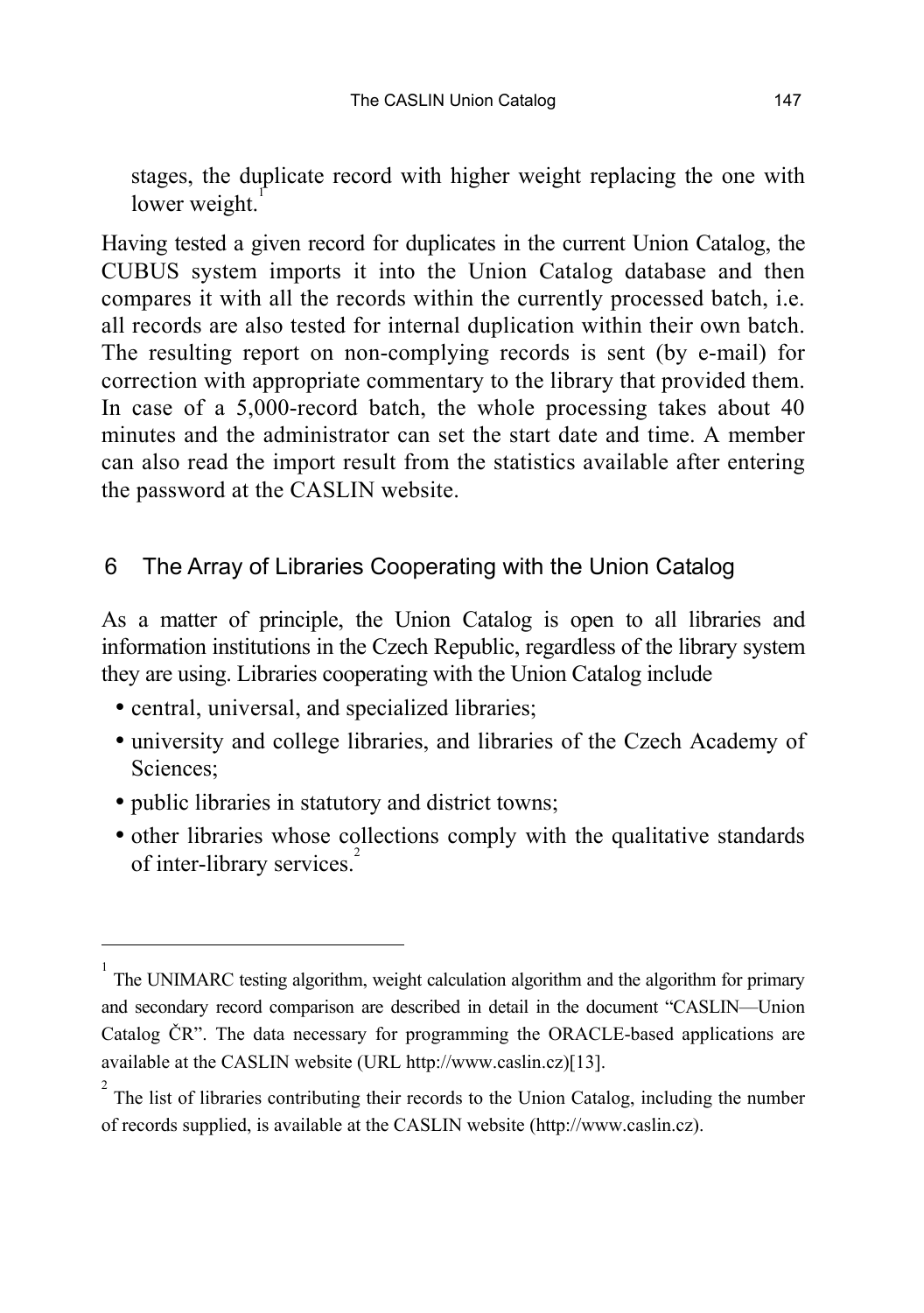stages, the duplicate record with higher weight replacing the one with lower weight.[1]

Having tested a given record for duplicates in the current Union Catalog, the CUBUS system imports it into the Union Catalog database and then compares it with all the records within the currently processed batch, i.e. all records are also tested for internal duplication within their own batch. The resulting report on non-complying records is sent (by e-mail) for correction with appropriate commentary to the library that provided them. In case of a 5,000-record batch, the whole processing takes about 40 minutes and the administrator can set the start date and time. A member can also read the import result from the statistics available after entering the password at the CASLIN website.

## 6 The Array of Libraries Cooperating with the Union Catalog

As a matter of principle, the Union Catalog is open to all libraries and information institutions in the Czech Republic, regardless of the library system they are using. Libraries cooperating with the Union Catalog include

- central, universal, and specialized libraries;
- university and college libraries, and libraries of the Czech Academy of Sciences;
- public libraries in statutory and district towns;
- other libraries whose collections comply with the qualitative standards of inter-library services.[2]

---

[1] The UNIMARC testing algorithm, weight calculation algorithm and the algorithm for primary and secondary record comparison are described in detail in the document "CASLIN—Union Catalog ČR". The data necessary for programming the ORACLE-based applications are available at the CASLIN website (URL http://www.caslin.cz)[13].

[2] The list of libraries contributing their records to the Union Catalog, including the number of records supplied, is available at the CASLIN website (http://www.caslin.cz).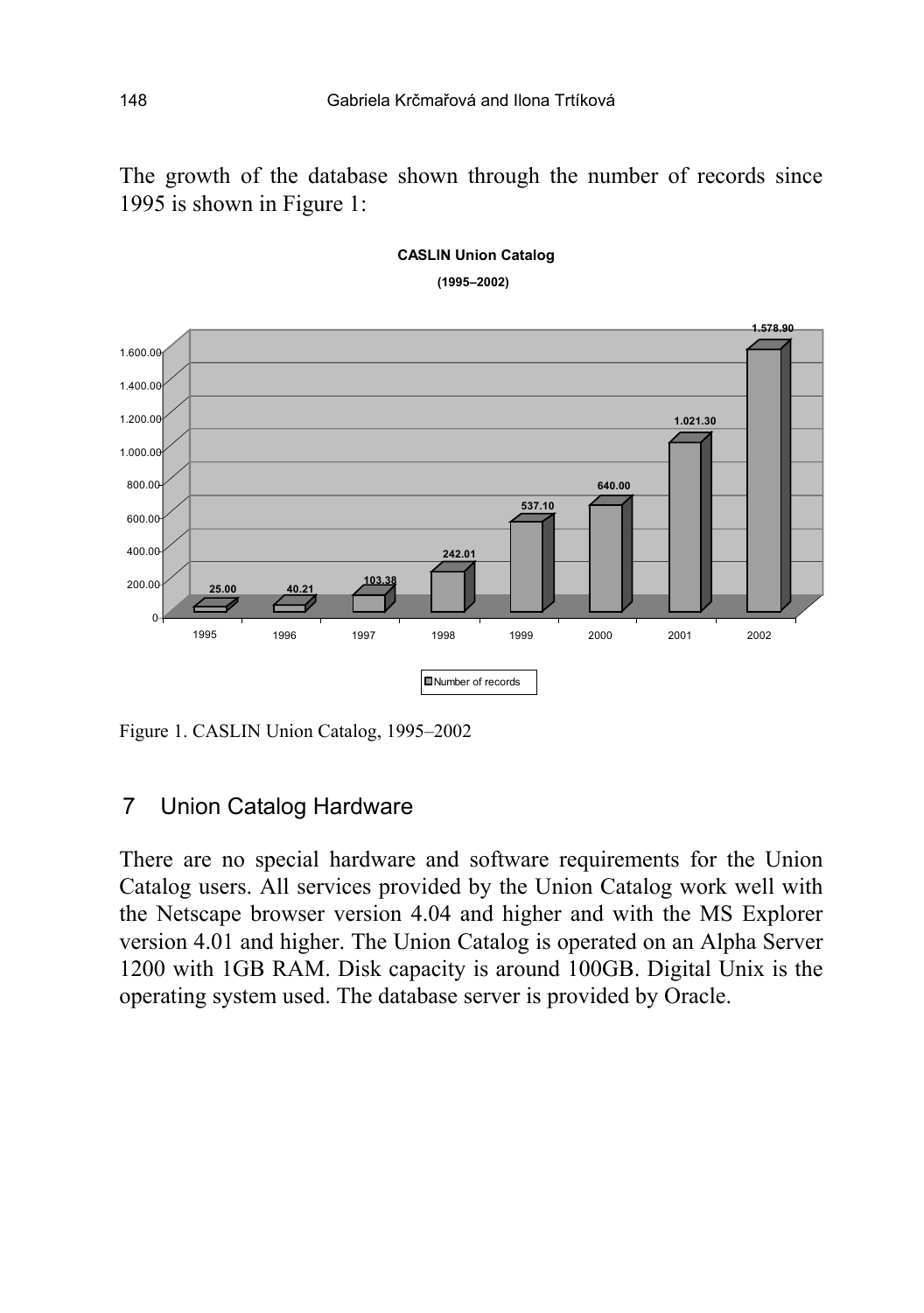The growth of the database shown through the number of records since 1995 is shown in Figure 1:

Figure 1. CASLIN Union Catalog, 1995–2002

## 7 Union Catalog Hardware

There are no special hardware and software requirements for the Union Catalog users. All services provided by the Union Catalog work well with the Netscape browser version 4.04 and higher and with the MS Explorer version 4.01 and higher. The Union Catalog is operated on an Alpha Server 1200 with 1GB RAM. Disk capacity is around 100GB. Digital Unix is the operating system used. The database server is provided by Oracle.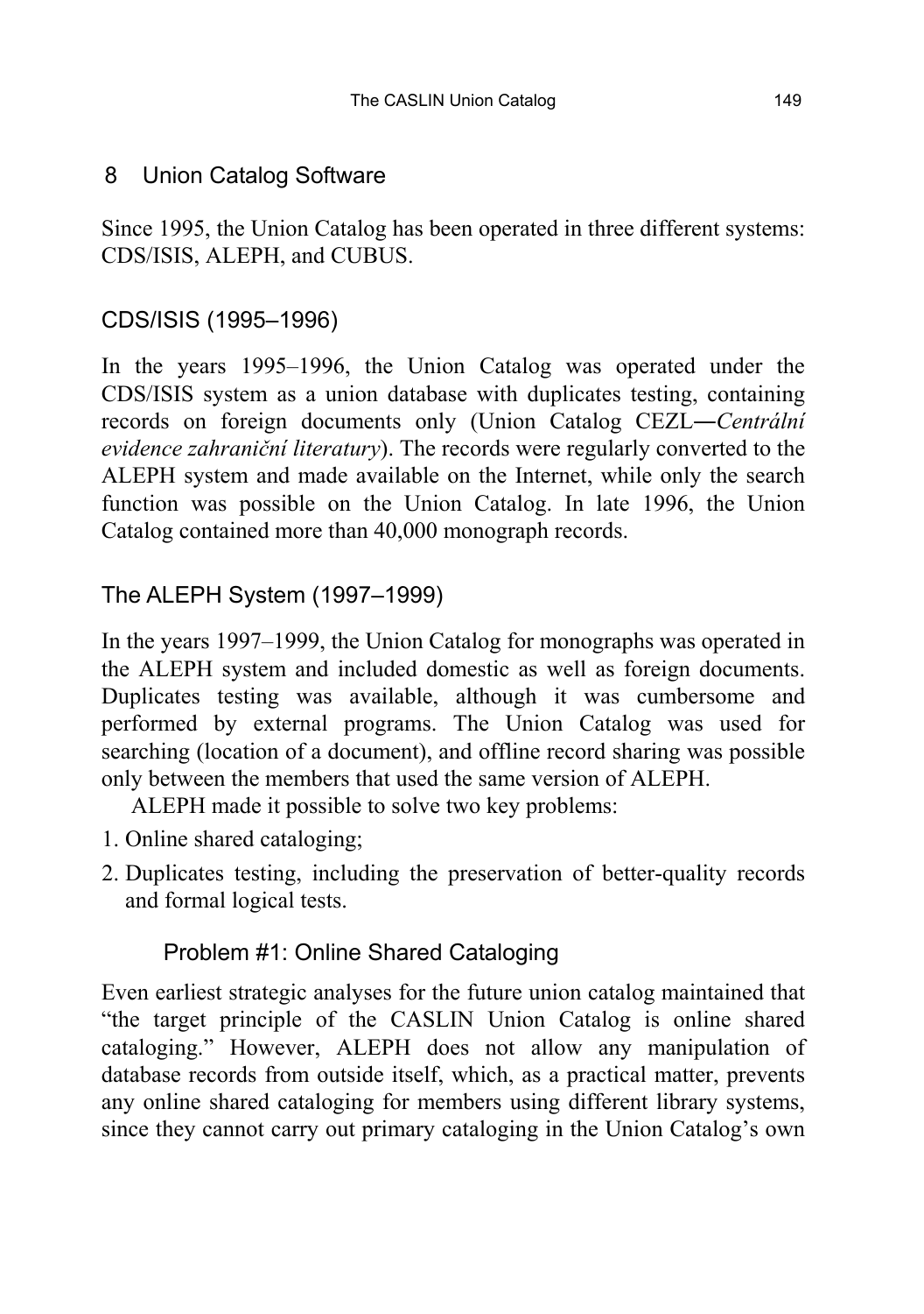## 8 Union Catalog Software

Since 1995, the Union Catalog has been operated in three different systems: CDS/ISIS, ALEPH, and CUBUS.

### CDS/ISIS (1995–1996)

In the years 1995–1996, the Union Catalog was operated under the CDS/ISIS system as a union database with duplicates testing, containing records on foreign documents only (Union Catalog CEZL―*Centrální evidence zahraniční literatury*). The records were regularly converted to the ALEPH system and made available on the Internet, while only the search function was possible on the Union Catalog. In late 1996, the Union Catalog contained more than 40,000 monograph records.

### The ALEPH System (1997–1999)

In the years 1997–1999, the Union Catalog for monographs was operated in the ALEPH system and included domestic as well as foreign documents. Duplicates testing was available, although it was cumbersome and performed by external programs. The Union Catalog was used for searching (location of a document), and offline record sharing was possible only between the members that used the same version of ALEPH.

ALEPH made it possible to solve two key problems:

1. Online shared cataloging;
2. Duplicates testing, including the preservation of better-quality records and formal logical tests.

#### Problem #1: Online Shared Cataloging

Even earliest strategic analyses for the future union catalog maintained that "the target principle of the CASLIN Union Catalog is online shared cataloging." However, ALEPH does not allow any manipulation of database records from outside itself, which, as a practical matter, prevents any online shared cataloging for members using different library systems, since they cannot carry out primary cataloging in the Union Catalog's own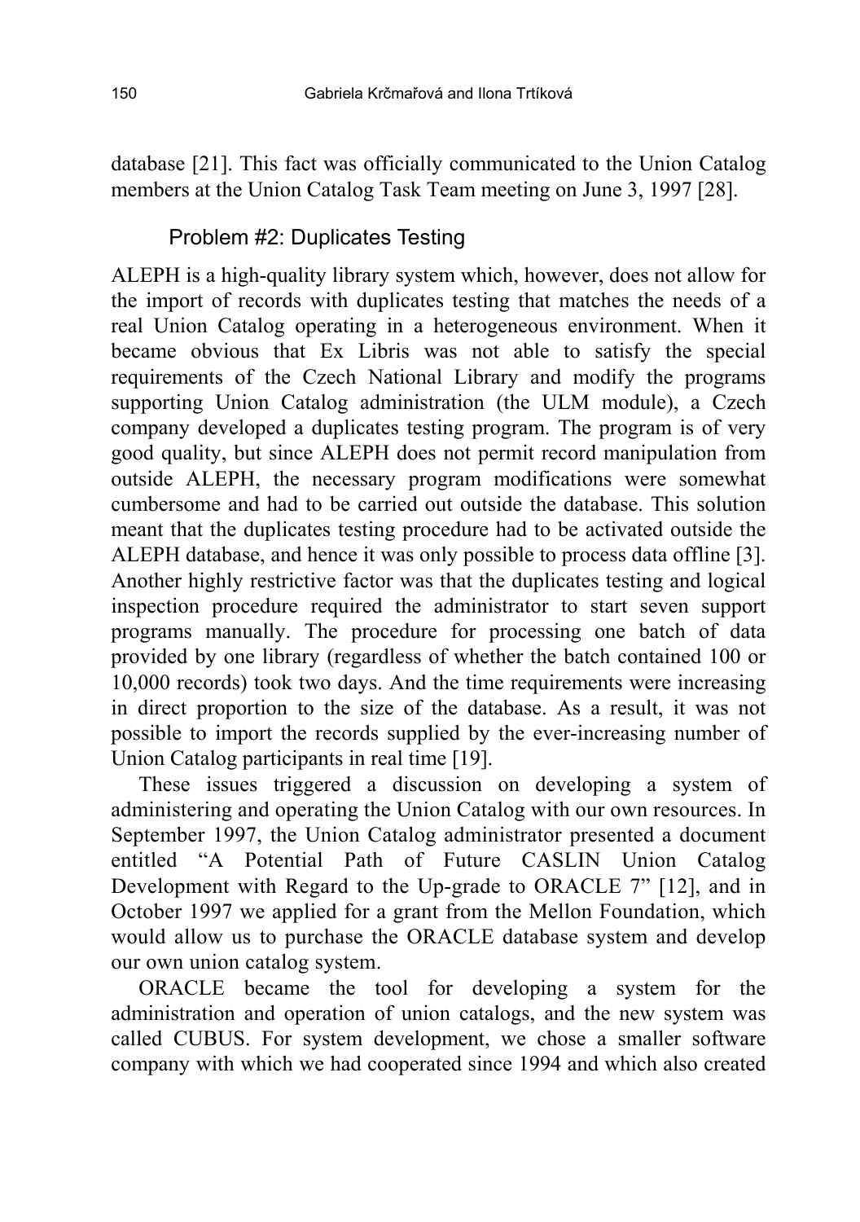database [21]. This fact was officially communicated to the Union Catalog members at the Union Catalog Task Team meeting on June 3, 1997 [28].

### Problem #2: Duplicates Testing

ALEPH is a high-quality library system which, however, does not allow for the import of records with duplicates testing that matches the needs of a real Union Catalog operating in a heterogeneous environment. When it became obvious that Ex Libris was not able to satisfy the special requirements of the Czech National Library and modify the programs supporting Union Catalog administration (the ULM module), a Czech company developed a duplicates testing program. The program is of very good quality, but since ALEPH does not permit record manipulation from outside ALEPH, the necessary program modifications were somewhat cumbersome and had to be carried out outside the database. This solution meant that the duplicates testing procedure had to be activated outside the ALEPH database, and hence it was only possible to process data offline [3]. Another highly restrictive factor was that the duplicates testing and logical inspection procedure required the administrator to start seven support programs manually. The procedure for processing one batch of data provided by one library (regardless of whether the batch contained 100 or 10,000 records) took two days. And the time requirements were increasing in direct proportion to the size of the database. As a result, it was not possible to import the records supplied by the ever-increasing number of Union Catalog participants in real time [19].

These issues triggered a discussion on developing a system of administering and operating the Union Catalog with our own resources. In September 1997, the Union Catalog administrator presented a document entitled "A Potential Path of Future CASLIN Union Catalog Development with Regard to the Up-grade to ORACLE 7" [12], and in October 1997 we applied for a grant from the Mellon Foundation, which would allow us to purchase the ORACLE database system and develop our own union catalog system.

ORACLE became the tool for developing a system for the administration and operation of union catalogs, and the new system was called CUBUS. For system development, we chose a smaller software company with which we had cooperated since 1994 and which also created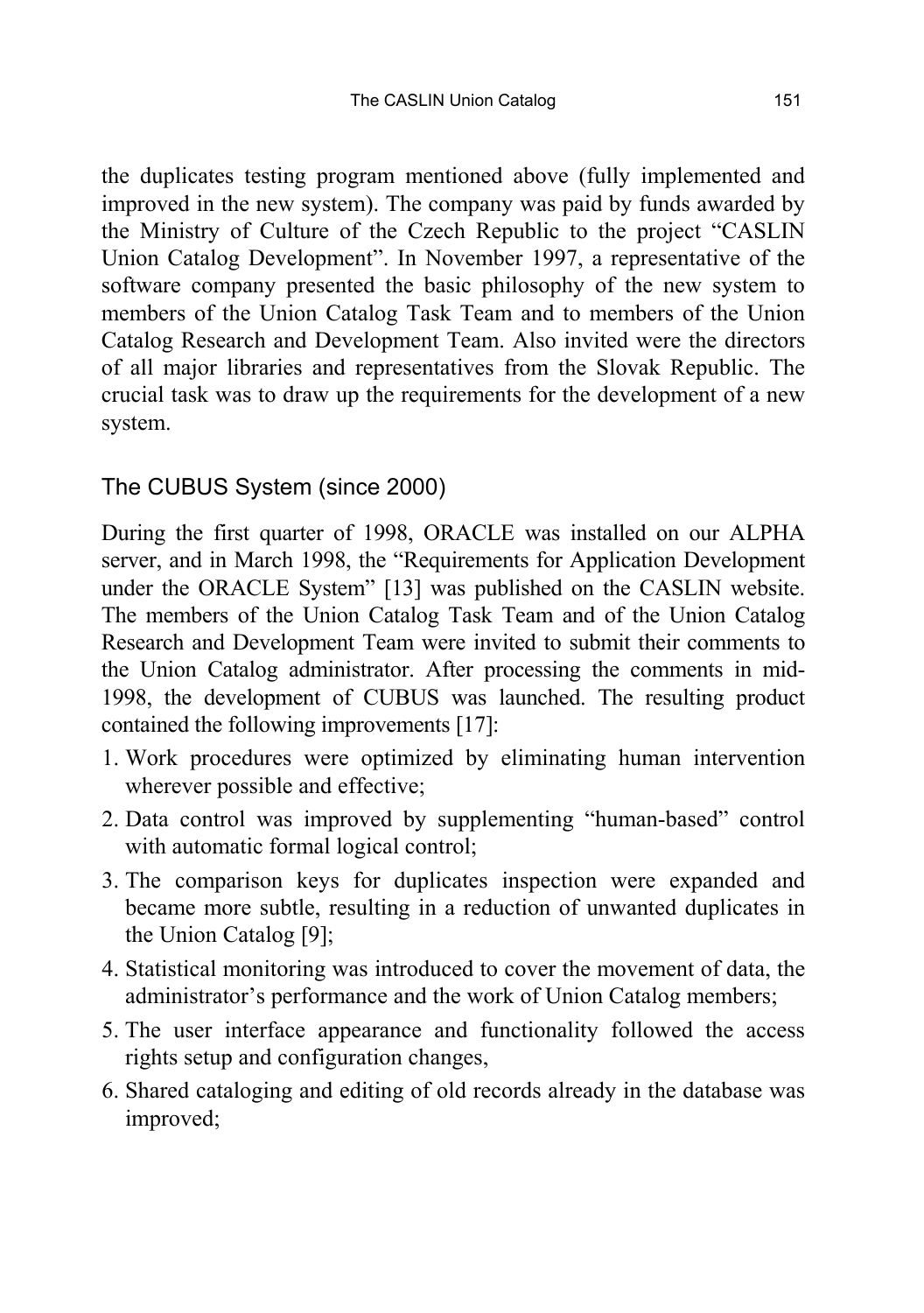the duplicates testing program mentioned above (fully implemented and improved in the new system). The company was paid by funds awarded by the Ministry of Culture of the Czech Republic to the project "CASLIN Union Catalog Development". In November 1997, a representative of the software company presented the basic philosophy of the new system to members of the Union Catalog Task Team and to members of the Union Catalog Research and Development Team. Also invited were the directors of all major libraries and representatives from the Slovak Republic. The crucial task was to draw up the requirements for the development of a new system.

## The CUBUS System (since 2000)

During the first quarter of 1998, ORACLE was installed on our ALPHA server, and in March 1998, the "Requirements for Application Development under the ORACLE System" [13] was published on the CASLIN website. The members of the Union Catalog Task Team and of the Union Catalog Research and Development Team were invited to submit their comments to the Union Catalog administrator. After processing the comments in mid-1998, the development of CUBUS was launched. The resulting product contained the following improvements [17]:

1. Work procedures were optimized by eliminating human intervention wherever possible and effective;
2. Data control was improved by supplementing "human-based" control with automatic formal logical control;
3. The comparison keys for duplicates inspection were expanded and became more subtle, resulting in a reduction of unwanted duplicates in the Union Catalog [9];
4. Statistical monitoring was introduced to cover the movement of data, the administrator's performance and the work of Union Catalog members;
5. The user interface appearance and functionality followed the access rights setup and configuration changes,
6. Shared cataloging and editing of old records already in the database was improved;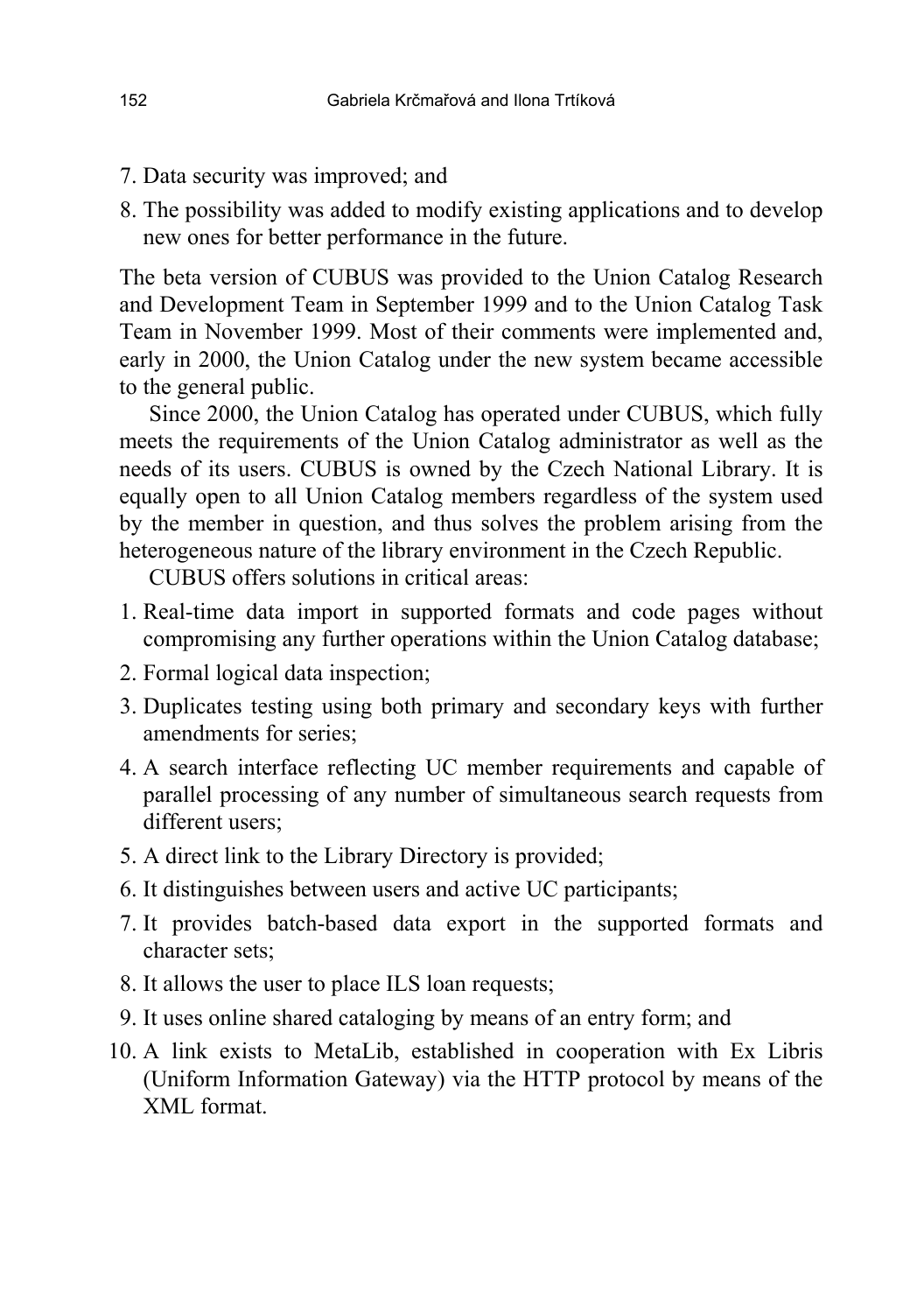7. Data security was improved; and
8. The possibility was added to modify existing applications and to develop new ones for better performance in the future.

The beta version of CUBUS was provided to the Union Catalog Research and Development Team in September 1999 and to the Union Catalog Task Team in November 1999. Most of their comments were implemented and, early in 2000, the Union Catalog under the new system became accessible to the general public.

Since 2000, the Union Catalog has operated under CUBUS, which fully meets the requirements of the Union Catalog administrator as well as the needs of its users. CUBUS is owned by the Czech National Library. It is equally open to all Union Catalog members regardless of the system used by the member in question, and thus solves the problem arising from the heterogeneous nature of the library environment in the Czech Republic.

CUBUS offers solutions in critical areas:

1. Real-time data import in supported formats and code pages without compromising any further operations within the Union Catalog database;
2. Formal logical data inspection;
3. Duplicates testing using both primary and secondary keys with further amendments for series;
4. A search interface reflecting UC member requirements and capable of parallel processing of any number of simultaneous search requests from different users;
5. A direct link to the Library Directory is provided;
6. It distinguishes between users and active UC participants;
7. It provides batch-based data export in the supported formats and character sets;
8. It allows the user to place ILS loan requests;
9. It uses online shared cataloging by means of an entry form; and
10. A link exists to MetaLib, established in cooperation with Ex Libris (Uniform Information Gateway) via the HTTP protocol by means of the XML format.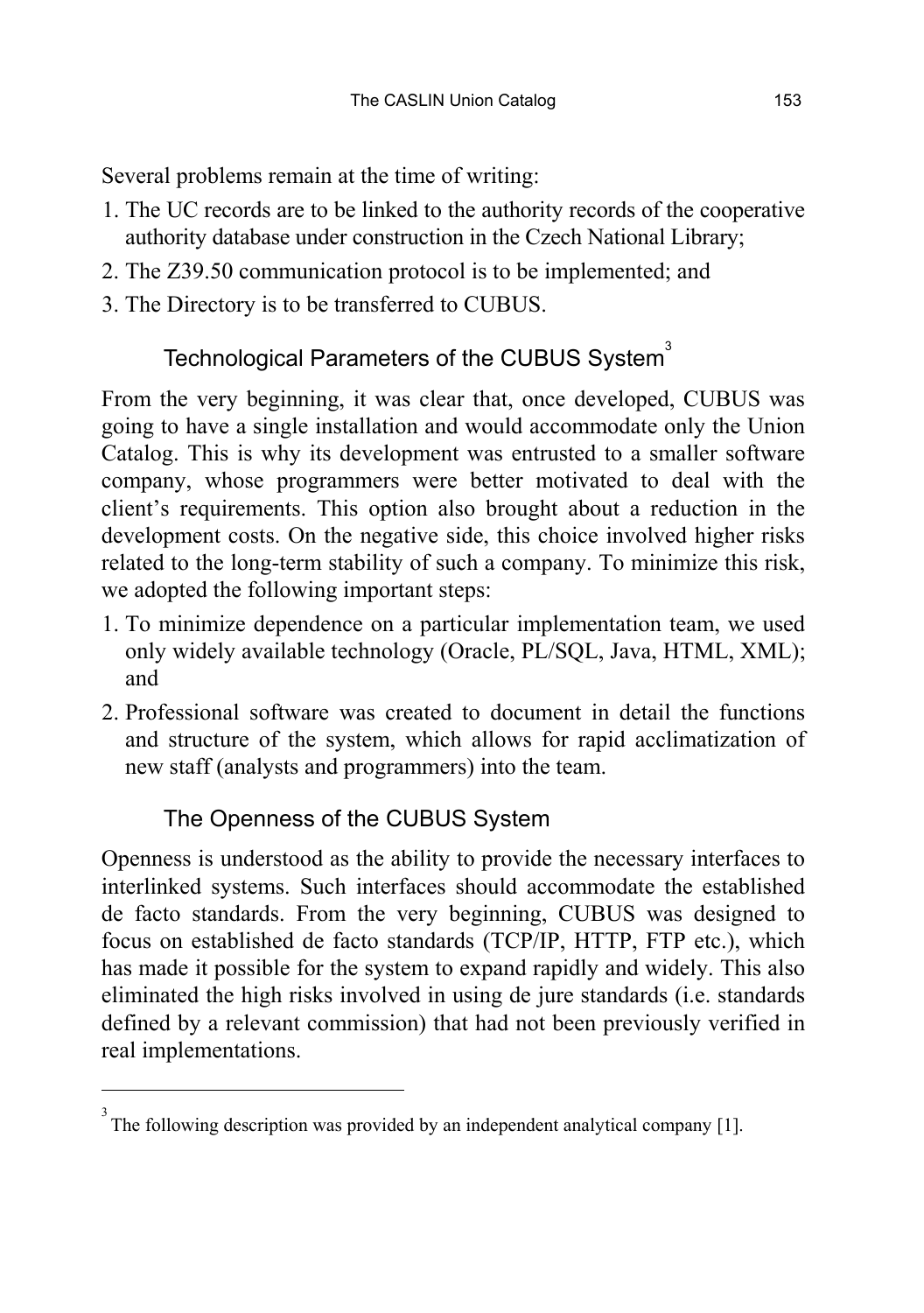Several problems remain at the time of writing:

1. The UC records are to be linked to the authority records of the cooperative authority database under construction in the Czech National Library;
2. The Z39.50 communication protocol is to be implemented; and
3. The Directory is to be transferred to CUBUS.

## Technological Parameters of the CUBUS System[3]

From the very beginning, it was clear that, once developed, CUBUS was going to have a single installation and would accommodate only the Union Catalog. This is why its development was entrusted to a smaller software company, whose programmers were better motivated to deal with the client's requirements. This option also brought about a reduction in the development costs. On the negative side, this choice involved higher risks related to the long-term stability of such a company. To minimize this risk, we adopted the following important steps:

1. To minimize dependence on a particular implementation team, we used only widely available technology (Oracle, PL/SQL, Java, HTML, XML); and
2. Professional software was created to document in detail the functions and structure of the system, which allows for rapid acclimatization of new staff (analysts and programmers) into the team.

## The Openness of the CUBUS System

Openness is understood as the ability to provide the necessary interfaces to interlinked systems. Such interfaces should accommodate the established de facto standards. From the very beginning, CUBUS was designed to focus on established de facto standards (TCP/IP, HTTP, FTP etc.), which has made it possible for the system to expand rapidly and widely. This also eliminated the high risks involved in using de jure standards (i.e. standards defined by a relevant commission) that had not been previously verified in real implementations.

---

[3] The following description was provided by an independent analytical company [1].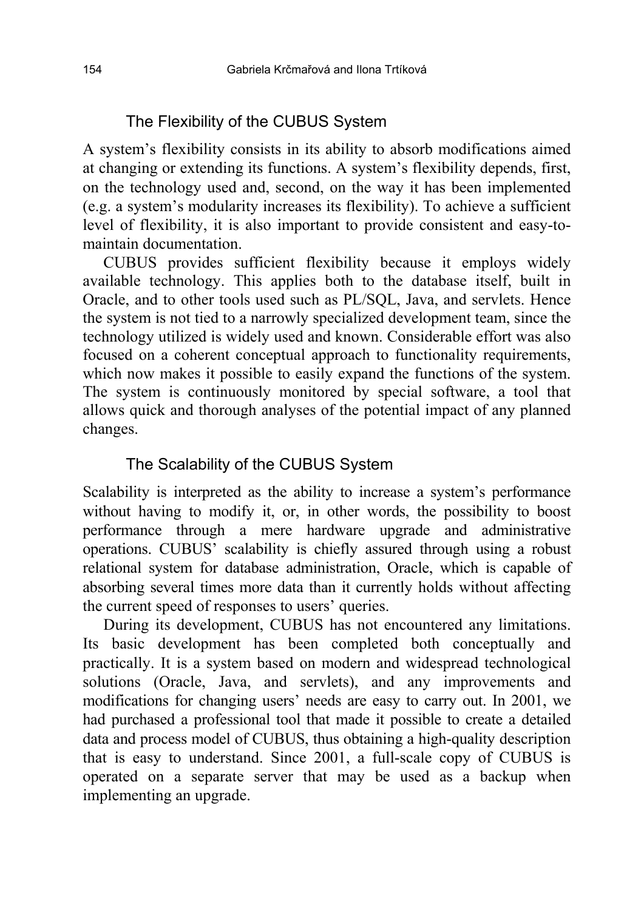### The Flexibility of the CUBUS System

A system's flexibility consists in its ability to absorb modifications aimed at changing or extending its functions. A system's flexibility depends, first, on the technology used and, second, on the way it has been implemented (e.g. a system's modularity increases its flexibility). To achieve a sufficient level of flexibility, it is also important to provide consistent and easy-to-maintain documentation.

CUBUS provides sufficient flexibility because it employs widely available technology. This applies both to the database itself, built in Oracle, and to other tools used such as PL/SQL, Java, and servlets. Hence the system is not tied to a narrowly specialized development team, since the technology utilized is widely used and known. Considerable effort was also focused on a coherent conceptual approach to functionality requirements, which now makes it possible to easily expand the functions of the system. The system is continuously monitored by special software, a tool that allows quick and thorough analyses of the potential impact of any planned changes.

### The Scalability of the CUBUS System

Scalability is interpreted as the ability to increase a system's performance without having to modify it, or, in other words, the possibility to boost performance through a mere hardware upgrade and administrative operations. CUBUS' scalability is chiefly assured through using a robust relational system for database administration, Oracle, which is capable of absorbing several times more data than it currently holds without affecting the current speed of responses to users' queries.

During its development, CUBUS has not encountered any limitations. Its basic development has been completed both conceptually and practically. It is a system based on modern and widespread technological solutions (Oracle, Java, and servlets), and any improvements and modifications for changing users' needs are easy to carry out. In 2001, we had purchased a professional tool that made it possible to create a detailed data and process model of CUBUS, thus obtaining a high-quality description that is easy to understand. Since 2001, a full-scale copy of CUBUS is operated on a separate server that may be used as a backup when implementing an upgrade.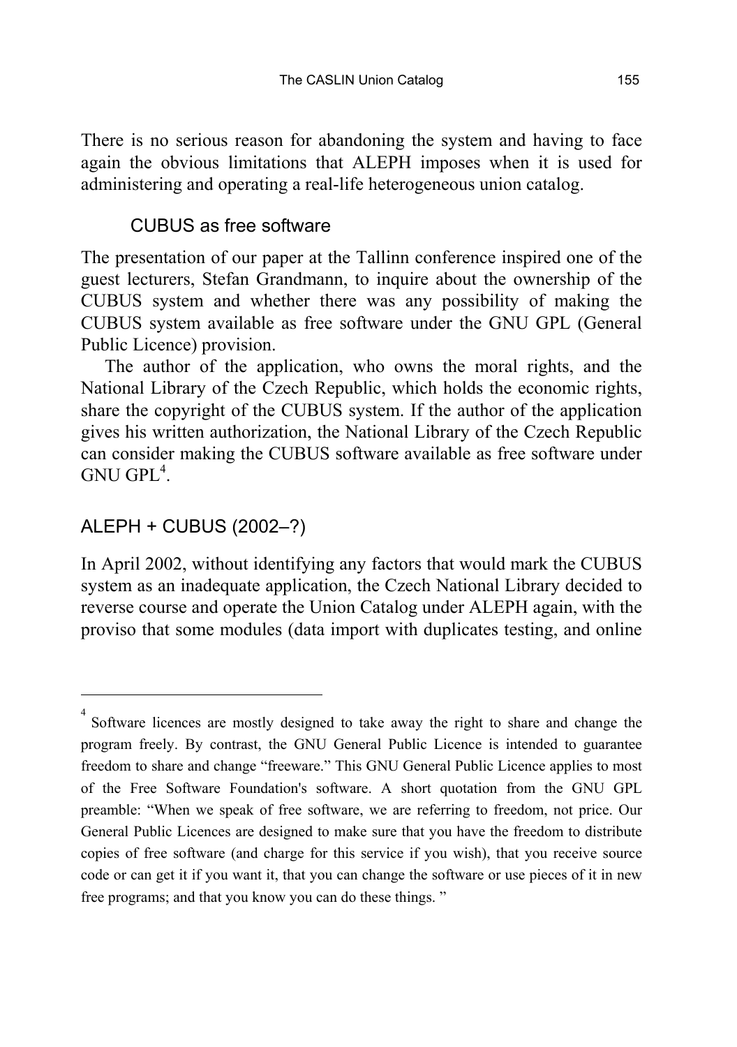There is no serious reason for abandoning the system and having to face again the obvious limitations that ALEPH imposes when it is used for administering and operating a real-life heterogeneous union catalog.

### CUBUS as free software

The presentation of our paper at the Tallinn conference inspired one of the guest lecturers, Stefan Grandmann, to inquire about the ownership of the CUBUS system and whether there was any possibility of making the CUBUS system available as free software under the GNU GPL (General Public Licence) provision.

The author of the application, who owns the moral rights, and the National Library of the Czech Republic, which holds the economic rights, share the copyright of the CUBUS system. If the author of the application gives his written authorization, the National Library of the Czech Republic can consider making the CUBUS software available as free software under GNU GPL[4].

## ALEPH + CUBUS (2002–?)

In April 2002, without identifying any factors that would mark the CUBUS system as an inadequate application, the Czech National Library decided to reverse course and operate the Union Catalog under ALEPH again, with the proviso that some modules (data import with duplicates testing, and online

---

[4] Software licences are mostly designed to take away the right to share and change the program freely. By contrast, the GNU General Public Licence is intended to guarantee freedom to share and change "freeware." This GNU General Public Licence applies to most of the Free Software Foundation's software. A short quotation from the GNU GPL preamble: "When we speak of free software, we are referring to freedom, not price. Our General Public Licences are designed to make sure that you have the freedom to distribute copies of free software (and charge for this service if you wish), that you receive source code or can get it if you want it, that you can change the software or use pieces of it in new free programs; and that you know you can do these things. "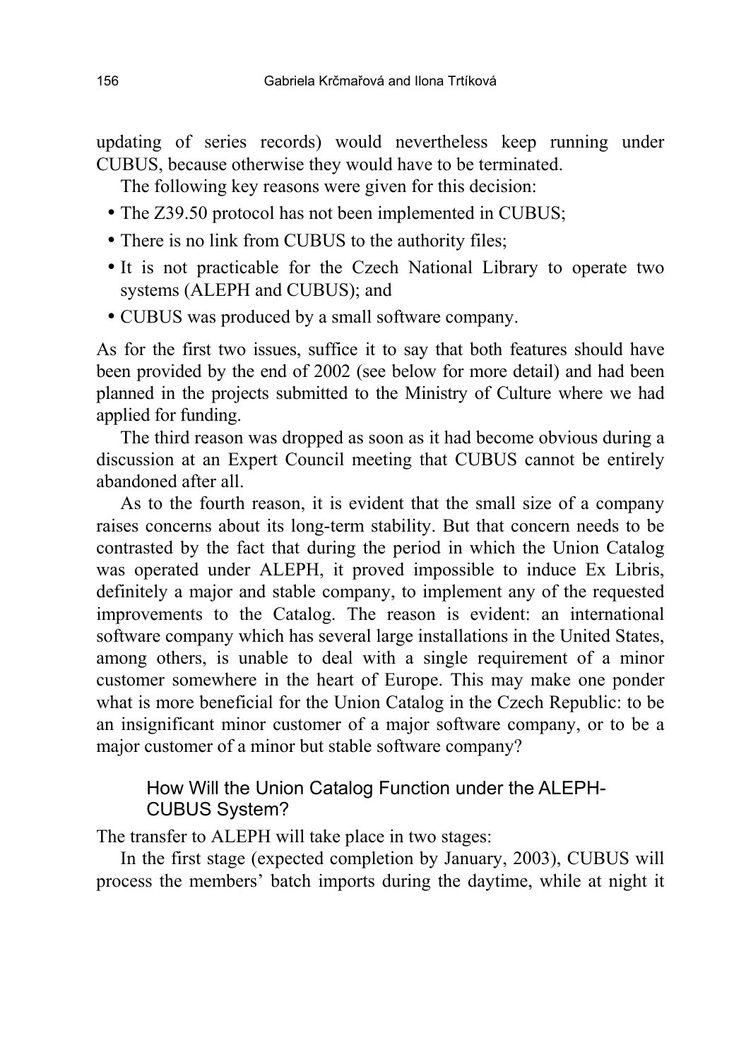updating of series records) would nevertheless keep running under CUBUS, because otherwise they would have to be terminated.

The following key reasons were given for this decision:

- The Z39.50 protocol has not been implemented in CUBUS;
- There is no link from CUBUS to the authority files;
- It is not practicable for the Czech National Library to operate two systems (ALEPH and CUBUS); and
- CUBUS was produced by a small software company.

As for the first two issues, suffice it to say that both features should have been provided by the end of 2002 (see below for more detail) and had been planned in the projects submitted to the Ministry of Culture where we had applied for funding.

The third reason was dropped as soon as it had become obvious during a discussion at an Expert Council meeting that CUBUS cannot be entirely abandoned after all.

As to the fourth reason, it is evident that the small size of a company raises concerns about its long-term stability. But that concern needs to be contrasted by the fact that during the period in which the Union Catalog was operated under ALEPH, it proved impossible to induce Ex Libris, definitely a major and stable company, to implement any of the requested improvements to the Catalog. The reason is evident: an international software company which has several large installations in the United States, among others, is unable to deal with a single requirement of a minor customer somewhere in the heart of Europe. This may make one ponder what is more beneficial for the Union Catalog in the Czech Republic: to be an insignificant minor customer of a major software company, or to be a major customer of a minor but stable software company?

### How Will the Union Catalog Function under the ALEPH-CUBUS System?

The transfer to ALEPH will take place in two stages:

In the first stage (expected completion by January, 2003), CUBUS will process the members' batch imports during the daytime, while at night it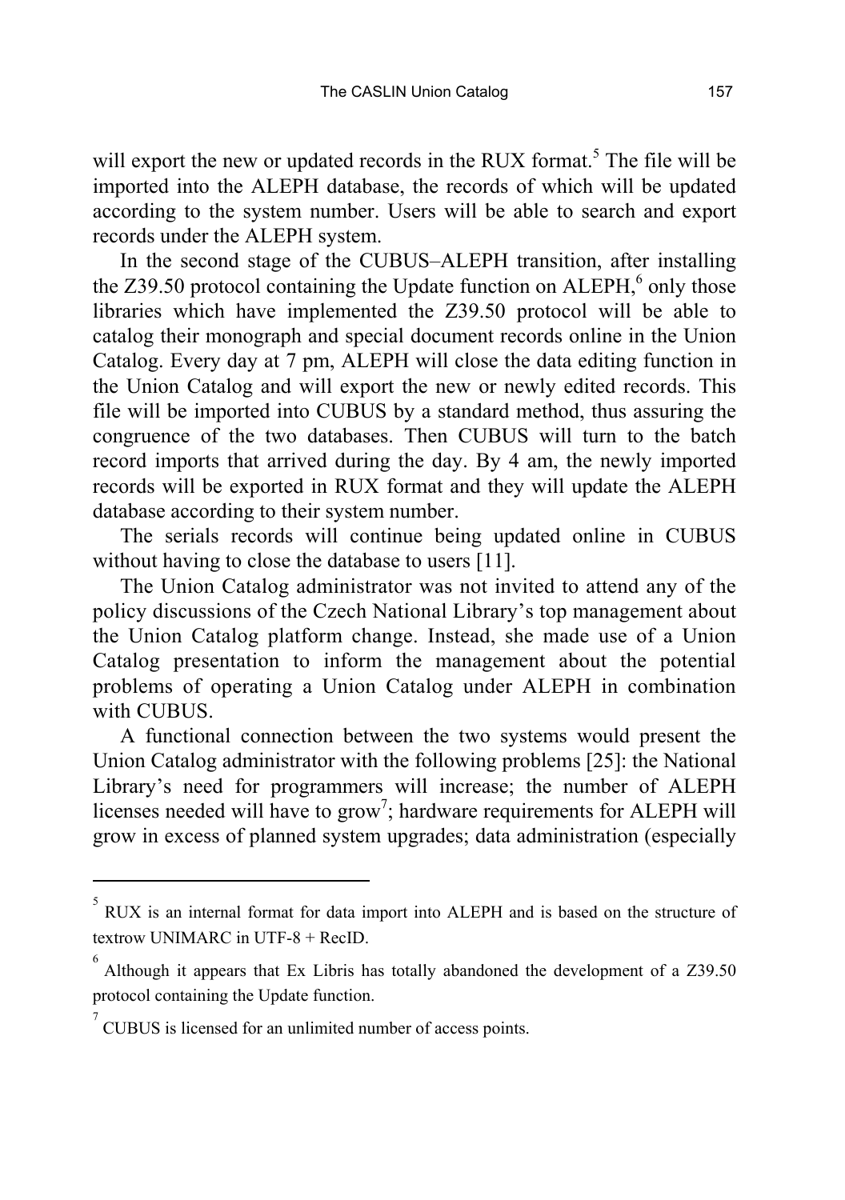will export the new or updated records in the RUX format.[5] The file will be imported into the ALEPH database, the records of which will be updated according to the system number. Users will be able to search and export records under the ALEPH system.

In the second stage of the CUBUS–ALEPH transition, after installing the Z39.50 protocol containing the Update function on ALEPH,[6] only those libraries which have implemented the Z39.50 protocol will be able to catalog their monograph and special document records online in the Union Catalog. Every day at 7 pm, ALEPH will close the data editing function in the Union Catalog and will export the new or newly edited records. This file will be imported into CUBUS by a standard method, thus assuring the congruence of the two databases. Then CUBUS will turn to the batch record imports that arrived during the day. By 4 am, the newly imported records will be exported in RUX format and they will update the ALEPH database according to their system number.

The serials records will continue being updated online in CUBUS without having to close the database to users [11].

The Union Catalog administrator was not invited to attend any of the policy discussions of the Czech National Library's top management about the Union Catalog platform change. Instead, she made use of a Union Catalog presentation to inform the management about the potential problems of operating a Union Catalog under ALEPH in combination with CUBUS.

A functional connection between the two systems would present the Union Catalog administrator with the following problems [25]: the National Library's need for programmers will increase; the number of ALEPH licenses needed will have to grow[7]; hardware requirements for ALEPH will grow in excess of planned system upgrades; data administration (especially

---

[5] RUX is an internal format for data import into ALEPH and is based on the structure of textrow UNIMARC in UTF-8 + RecID.

[6] Although it appears that Ex Libris has totally abandoned the development of a Z39.50 protocol containing the Update function.

[7] CUBUS is licensed for an unlimited number of access points.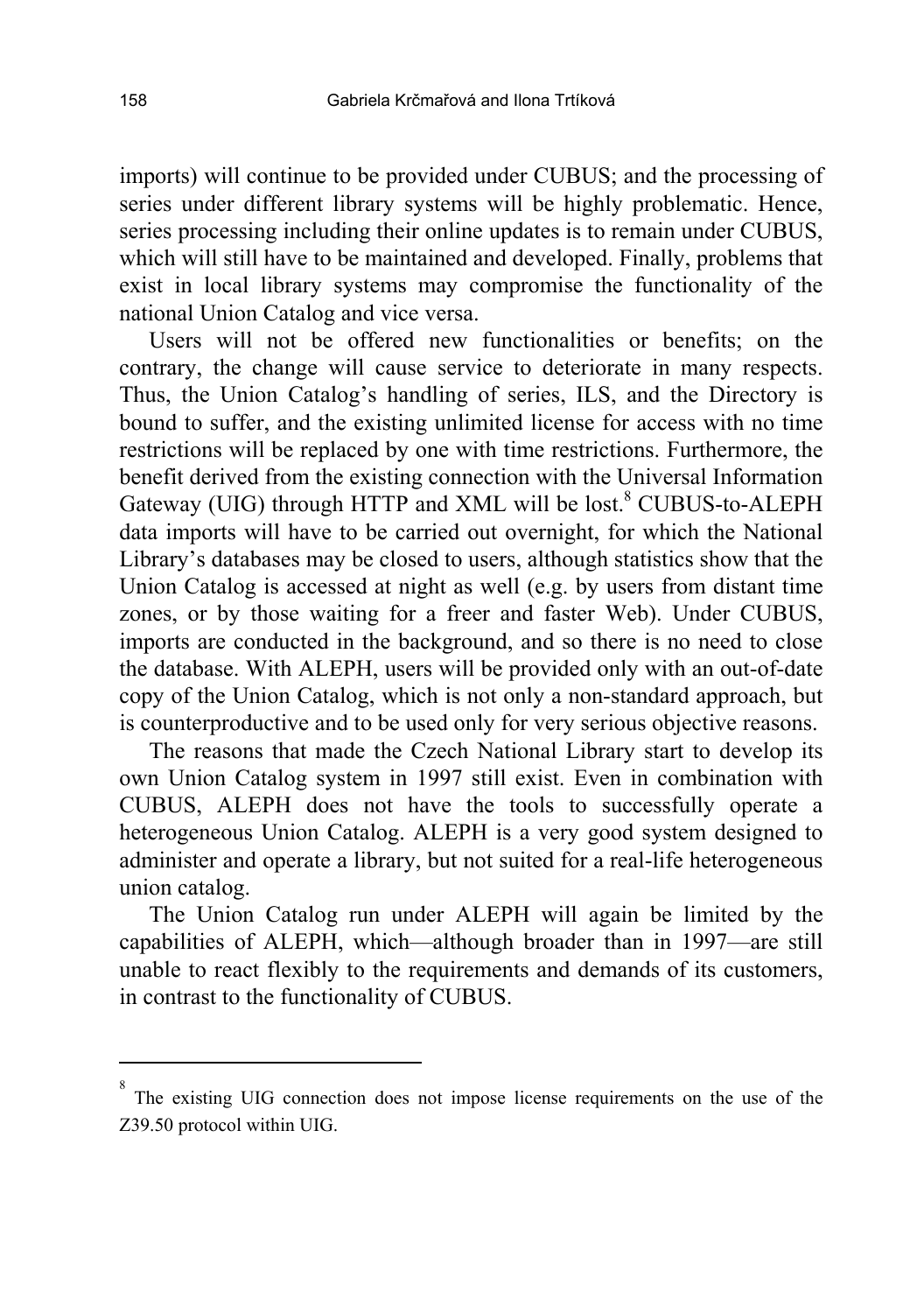imports) will continue to be provided under CUBUS; and the processing of series under different library systems will be highly problematic. Hence, series processing including their online updates is to remain under CUBUS, which will still have to be maintained and developed. Finally, problems that exist in local library systems may compromise the functionality of the national Union Catalog and vice versa.

Users will not be offered new functionalities or benefits; on the contrary, the change will cause service to deteriorate in many respects. Thus, the Union Catalog's handling of series, ILS, and the Directory is bound to suffer, and the existing unlimited license for access with no time restrictions will be replaced by one with time restrictions. Furthermore, the benefit derived from the existing connection with the Universal Information Gateway (UIG) through HTTP and XML will be lost.[8] CUBUS-to-ALEPH data imports will have to be carried out overnight, for which the National Library's databases may be closed to users, although statistics show that the Union Catalog is accessed at night as well (e.g. by users from distant time zones, or by those waiting for a freer and faster Web). Under CUBUS, imports are conducted in the background, and so there is no need to close the database. With ALEPH, users will be provided only with an out-of-date copy of the Union Catalog, which is not only a non-standard approach, but is counterproductive and to be used only for very serious objective reasons.

The reasons that made the Czech National Library start to develop its own Union Catalog system in 1997 still exist. Even in combination with CUBUS, ALEPH does not have the tools to successfully operate a heterogeneous Union Catalog. ALEPH is a very good system designed to administer and operate a library, but not suited for a real-life heterogeneous union catalog.

The Union Catalog run under ALEPH will again be limited by the capabilities of ALEPH, which—although broader than in 1997—are still unable to react flexibly to the requirements and demands of its customers, in contrast to the functionality of CUBUS.

---

[8] The existing UIG connection does not impose license requirements on the use of the Z39.50 protocol within UIG.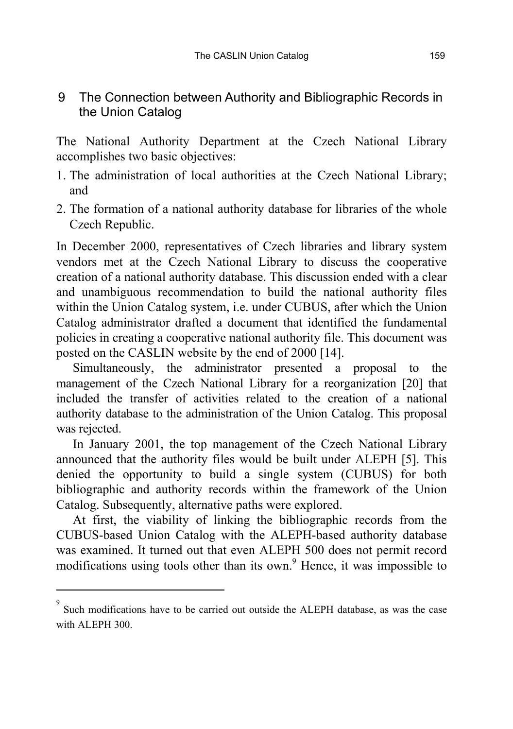## 9 The Connection between Authority and Bibliographic Records in the Union Catalog

The National Authority Department at the Czech National Library accomplishes two basic objectives:

1. The administration of local authorities at the Czech National Library; and
2. The formation of a national authority database for libraries of the whole Czech Republic.

In December 2000, representatives of Czech libraries and library system vendors met at the Czech National Library to discuss the cooperative creation of a national authority database. This discussion ended with a clear and unambiguous recommendation to build the national authority files within the Union Catalog system, i.e. under CUBUS, after which the Union Catalog administrator drafted a document that identified the fundamental policies in creating a cooperative national authority file. This document was posted on the CASLIN website by the end of 2000 [14].

Simultaneously, the administrator presented a proposal to the management of the Czech National Library for a reorganization [20] that included the transfer of activities related to the creation of a national authority database to the administration of the Union Catalog. This proposal was rejected.

In January 2001, the top management of the Czech National Library announced that the authority files would be built under ALEPH [5]. This denied the opportunity to build a single system (CUBUS) for both bibliographic and authority records within the framework of the Union Catalog. Subsequently, alternative paths were explored.

At first, the viability of linking the bibliographic records from the CUBUS-based Union Catalog with the ALEPH-based authority database was examined. It turned out that even ALEPH 500 does not permit record modifications using tools other than its own.[9] Hence, it was impossible to

[9] Such modifications have to be carried out outside the ALEPH database, as was the case with ALEPH 300.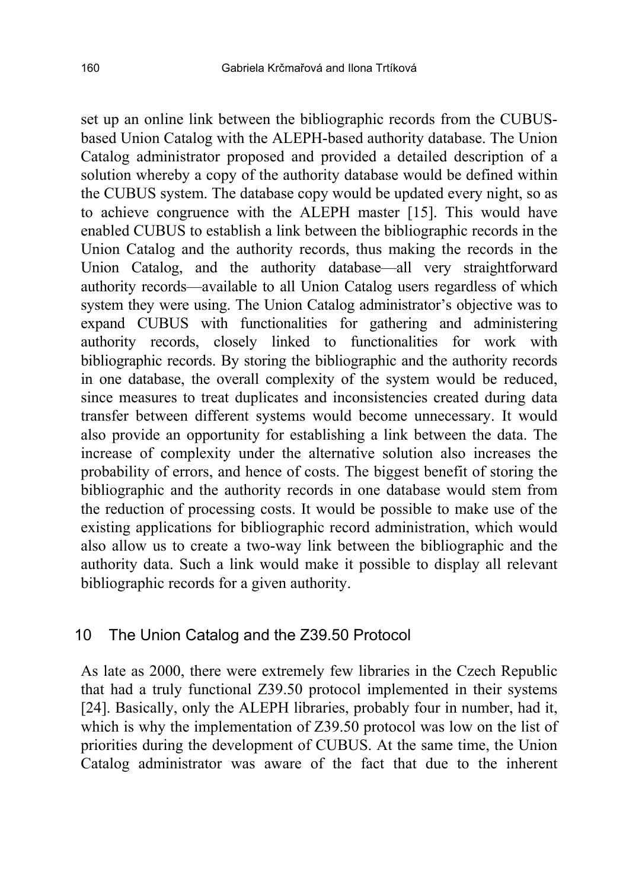set up an online link between the bibliographic records from the CUBUS-based Union Catalog with the ALEPH-based authority database. The Union Catalog administrator proposed and provided a detailed description of a solution whereby a copy of the authority database would be defined within the CUBUS system. The database copy would be updated every night, so as to achieve congruence with the ALEPH master [15]. This would have enabled CUBUS to establish a link between the bibliographic records in the Union Catalog and the authority records, thus making the records in the Union Catalog, and the authority database—all very straightforward authority records—available to all Union Catalog users regardless of which system they were using. The Union Catalog administrator's objective was to expand CUBUS with functionalities for gathering and administering authority records, closely linked to functionalities for work with bibliographic records. By storing the bibliographic and the authority records in one database, the overall complexity of the system would be reduced, since measures to treat duplicates and inconsistencies created during data transfer between different systems would become unnecessary. It would also provide an opportunity for establishing a link between the data. The increase of complexity under the alternative solution also increases the probability of errors, and hence of costs. The biggest benefit of storing the bibliographic and the authority records in one database would stem from the reduction of processing costs. It would be possible to make use of the existing applications for bibliographic record administration, which would also allow us to create a two-way link between the bibliographic and the authority data. Such a link would make it possible to display all relevant bibliographic records for a given authority.

## 10 The Union Catalog and the Z39.50 Protocol

As late as 2000, there were extremely few libraries in the Czech Republic that had a truly functional Z39.50 protocol implemented in their systems [24]. Basically, only the ALEPH libraries, probably four in number, had it, which is why the implementation of Z39.50 protocol was low on the list of priorities during the development of CUBUS. At the same time, the Union Catalog administrator was aware of the fact that due to the inherent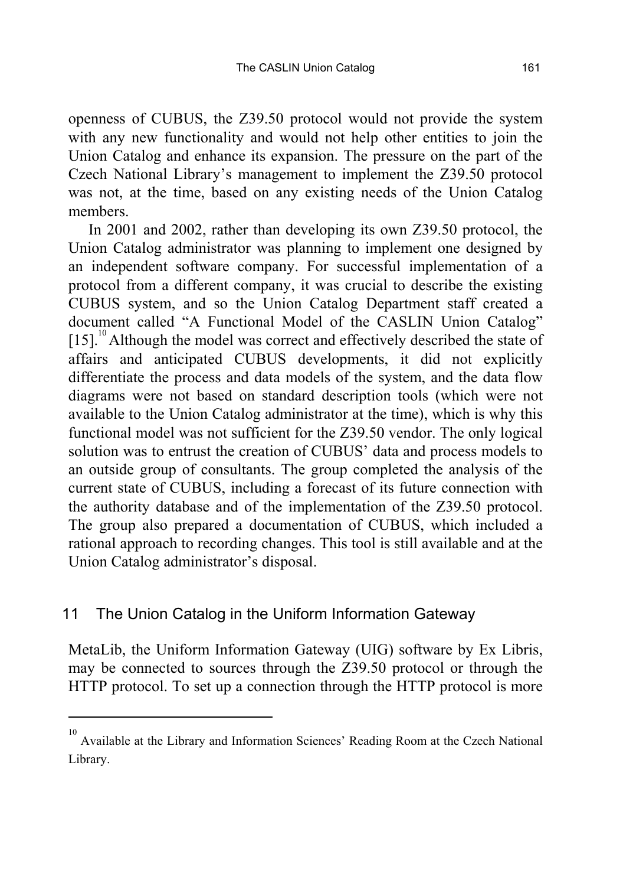openness of CUBUS, the Z39.50 protocol would not provide the system with any new functionality and would not help other entities to join the Union Catalog and enhance its expansion. The pressure on the part of the Czech National Library's management to implement the Z39.50 protocol was not, at the time, based on any existing needs of the Union Catalog members.

In 2001 and 2002, rather than developing its own Z39.50 protocol, the Union Catalog administrator was planning to implement one designed by an independent software company. For successful implementation of a protocol from a different company, it was crucial to describe the existing CUBUS system, and so the Union Catalog Department staff created a document called "A Functional Model of the CASLIN Union Catalog" [15].[10] Although the model was correct and effectively described the state of affairs and anticipated CUBUS developments, it did not explicitly differentiate the process and data models of the system, and the data flow diagrams were not based on standard description tools (which were not available to the Union Catalog administrator at the time), which is why this functional model was not sufficient for the Z39.50 vendor. The only logical solution was to entrust the creation of CUBUS' data and process models to an outside group of consultants. The group completed the analysis of the current state of CUBUS, including a forecast of its future connection with the authority database and of the implementation of the Z39.50 protocol. The group also prepared a documentation of CUBUS, which included a rational approach to recording changes. This tool is still available and at the Union Catalog administrator's disposal.

## 11 The Union Catalog in the Uniform Information Gateway

MetaLib, the Uniform Information Gateway (UIG) software by Ex Libris, may be connected to sources through the Z39.50 protocol or through the HTTP protocol. To set up a connection through the HTTP protocol is more

---

[10] Available at the Library and Information Sciences' Reading Room at the Czech National Library.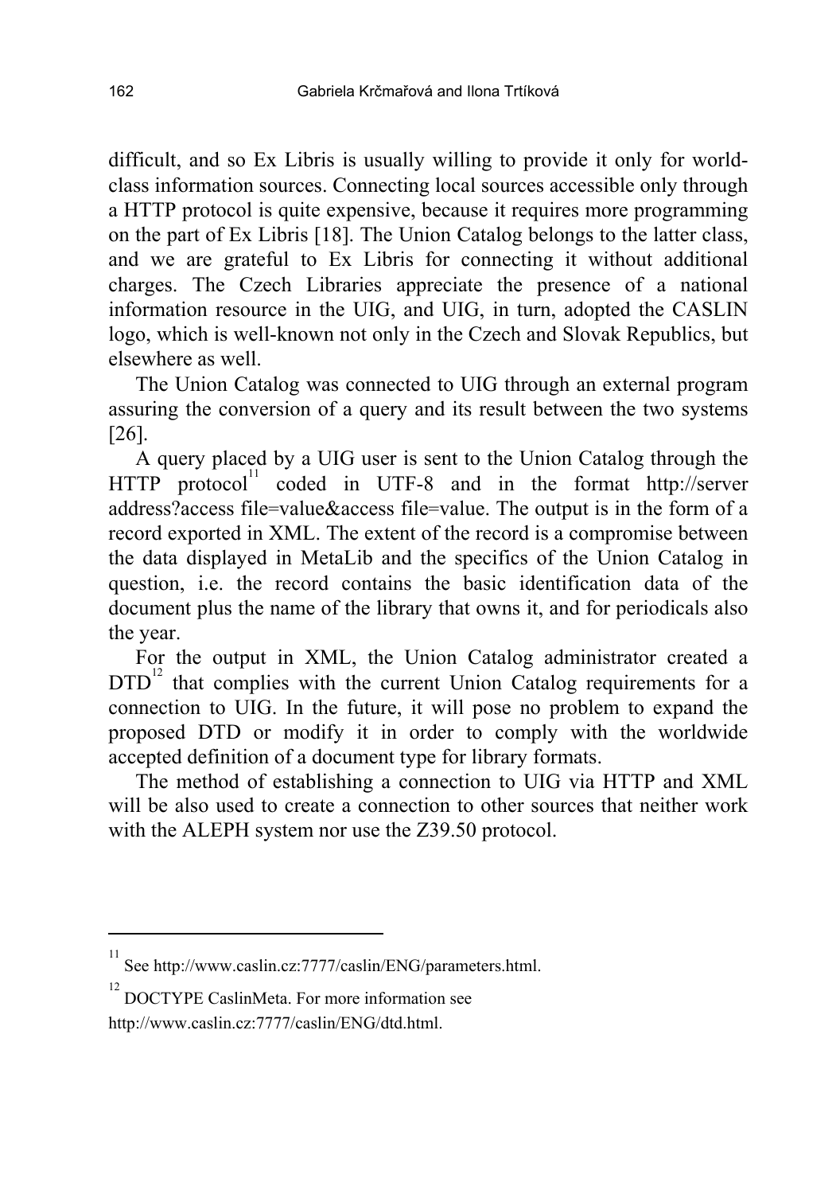difficult, and so Ex Libris is usually willing to provide it only for world-class information sources. Connecting local sources accessible only through a HTTP protocol is quite expensive, because it requires more programming on the part of Ex Libris [18]. The Union Catalog belongs to the latter class, and we are grateful to Ex Libris for connecting it without additional charges. The Czech Libraries appreciate the presence of a national information resource in the UIG, and UIG, in turn, adopted the CASLIN logo, which is well-known not only in the Czech and Slovak Republics, but elsewhere as well.

The Union Catalog was connected to UIG through an external program assuring the conversion of a query and its result between the two systems [26].

A query placed by a UIG user is sent to the Union Catalog through the HTTP protocol[11] coded in UTF-8 and in the format http://server address?access file=value&access file=value. The output is in the form of a record exported in XML. The extent of the record is a compromise between the data displayed in MetaLib and the specifics of the Union Catalog in question, i.e. the record contains the basic identification data of the document plus the name of the library that owns it, and for periodicals also the year.

For the output in XML, the Union Catalog administrator created a DTD[12] that complies with the current Union Catalog requirements for a connection to UIG. In the future, it will pose no problem to expand the proposed DTD or modify it in order to comply with the worldwide accepted definition of a document type for library formats.

The method of establishing a connection to UIG via HTTP and XML will be also used to create a connection to other sources that neither work with the ALEPH system nor use the Z39.50 protocol.

---

[11] See http://www.caslin.cz:7777/caslin/ENG/parameters.html.

[12] DOCTYPE CaslinMeta. For more information see http://www.caslin.cz:7777/caslin/ENG/dtd.html.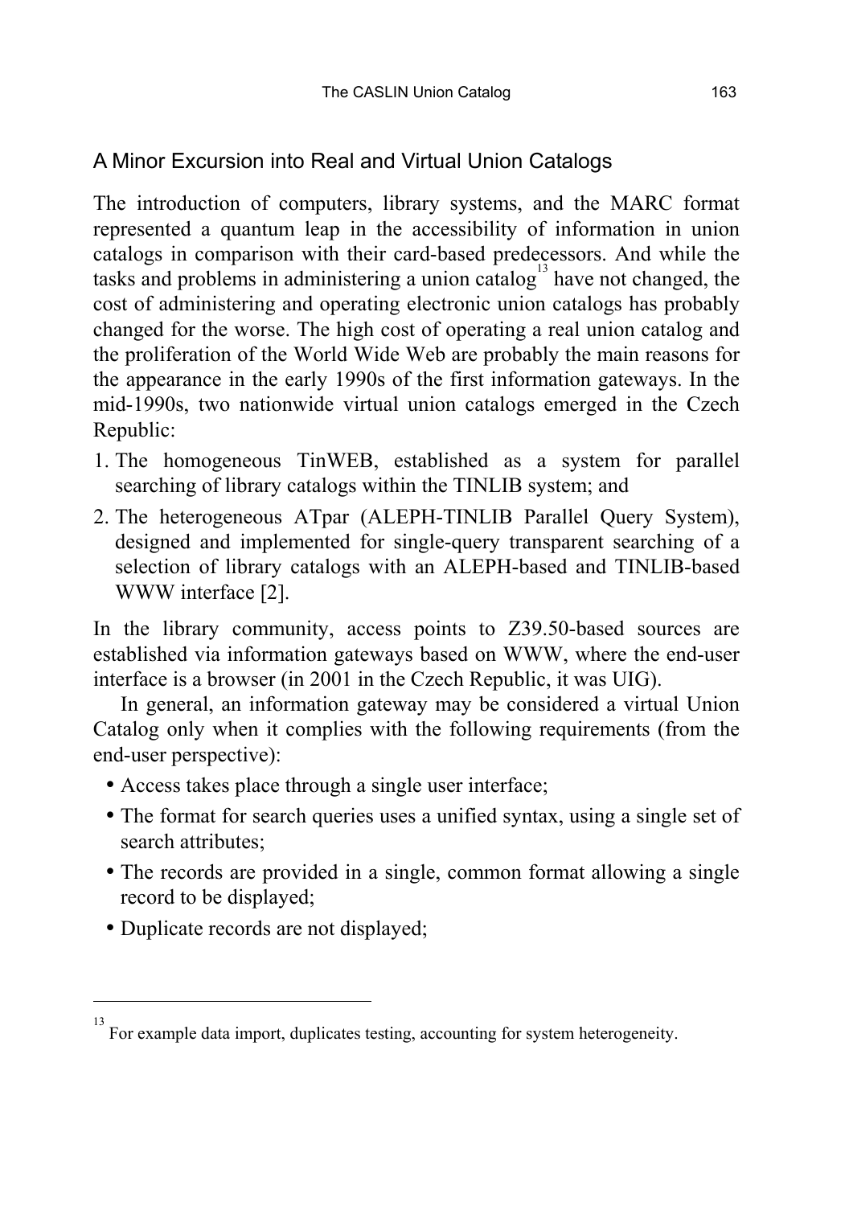## A Minor Excursion into Real and Virtual Union Catalogs

The introduction of computers, library systems, and the MARC format represented a quantum leap in the accessibility of information in union catalogs in comparison with their card-based predecessors. And while the tasks and problems in administering a union catalog[13] have not changed, the cost of administering and operating electronic union catalogs has probably changed for the worse. The high cost of operating a real union catalog and the proliferation of the World Wide Web are probably the main reasons for the appearance in the early 1990s of the first information gateways. In the mid-1990s, two nationwide virtual union catalogs emerged in the Czech Republic:

1. The homogeneous TinWEB, established as a system for parallel searching of library catalogs within the TINLIB system; and
2. The heterogeneous ATpar (ALEPH-TINLIB Parallel Query System), designed and implemented for single-query transparent searching of a selection of library catalogs with an ALEPH-based and TINLIB-based WWW interface [2].

In the library community, access points to Z39.50-based sources are established via information gateways based on WWW, where the end-user interface is a browser (in 2001 in the Czech Republic, it was UIG).

In general, an information gateway may be considered a virtual Union Catalog only when it complies with the following requirements (from the end-user perspective):

- Access takes place through a single user interface;
- The format for search queries uses a unified syntax, using a single set of search attributes;
- The records are provided in a single, common format allowing a single record to be displayed;
- Duplicate records are not displayed;

---

[13] For example data import, duplicates testing, accounting for system heterogeneity.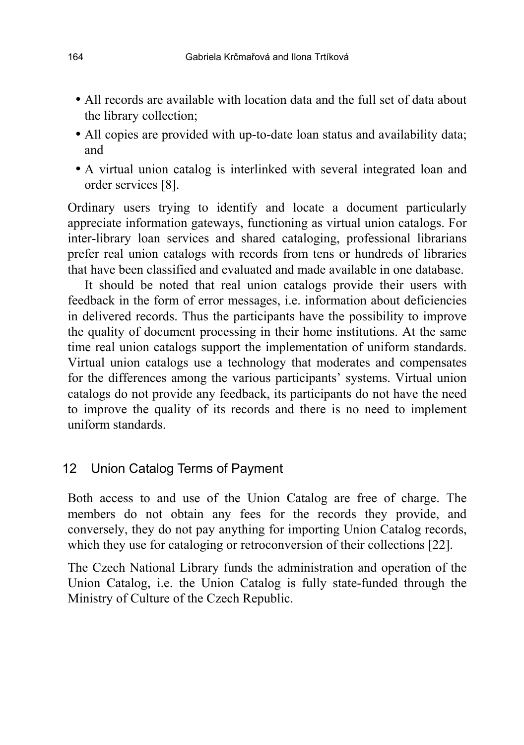- All records are available with location data and the full set of data about the library collection;
- All copies are provided with up-to-date loan status and availability data; and
- A virtual union catalog is interlinked with several integrated loan and order services [8].

Ordinary users trying to identify and locate a document particularly appreciate information gateways, functioning as virtual union catalogs. For inter-library loan services and shared cataloging, professional librarians prefer real union catalogs with records from tens or hundreds of libraries that have been classified and evaluated and made available in one database.

It should be noted that real union catalogs provide their users with feedback in the form of error messages, i.e. information about deficiencies in delivered records. Thus the participants have the possibility to improve the quality of document processing in their home institutions. At the same time real union catalogs support the implementation of uniform standards. Virtual union catalogs use a technology that moderates and compensates for the differences among the various participants' systems. Virtual union catalogs do not provide any feedback, its participants do not have the need to improve the quality of its records and there is no need to implement uniform standards.

## 12 Union Catalog Terms of Payment

Both access to and use of the Union Catalog are free of charge. The members do not obtain any fees for the records they provide, and conversely, they do not pay anything for importing Union Catalog records, which they use for cataloging or retroconversion of their collections [22].

The Czech National Library funds the administration and operation of the Union Catalog, i.e. the Union Catalog is fully state-funded through the Ministry of Culture of the Czech Republic.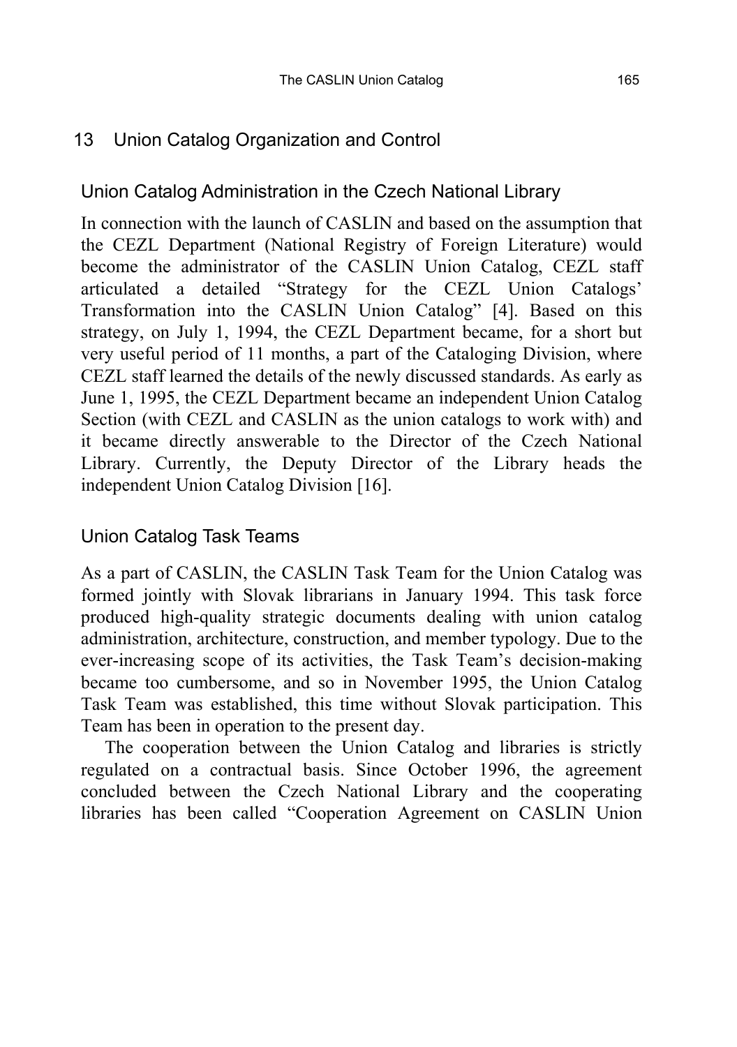## 13 Union Catalog Organization and Control

### Union Catalog Administration in the Czech National Library

In connection with the launch of CASLIN and based on the assumption that the CEZL Department (National Registry of Foreign Literature) would become the administrator of the CASLIN Union Catalog, CEZL staff articulated a detailed "Strategy for the CEZL Union Catalogs' Transformation into the CASLIN Union Catalog" [4]. Based on this strategy, on July 1, 1994, the CEZL Department became, for a short but very useful period of 11 months, a part of the Cataloging Division, where CEZL staff learned the details of the newly discussed standards. As early as June 1, 1995, the CEZL Department became an independent Union Catalog Section (with CEZL and CASLIN as the union catalogs to work with) and it became directly answerable to the Director of the Czech National Library. Currently, the Deputy Director of the Library heads the independent Union Catalog Division [16].

### Union Catalog Task Teams

As a part of CASLIN, the CASLIN Task Team for the Union Catalog was formed jointly with Slovak librarians in January 1994. This task force produced high-quality strategic documents dealing with union catalog administration, architecture, construction, and member typology. Due to the ever-increasing scope of its activities, the Task Team's decision-making became too cumbersome, and so in November 1995, the Union Catalog Task Team was established, this time without Slovak participation. This Team has been in operation to the present day.

The cooperation between the Union Catalog and libraries is strictly regulated on a contractual basis. Since October 1996, the agreement concluded between the Czech National Library and the cooperating libraries has been called "Cooperation Agreement on CASLIN Union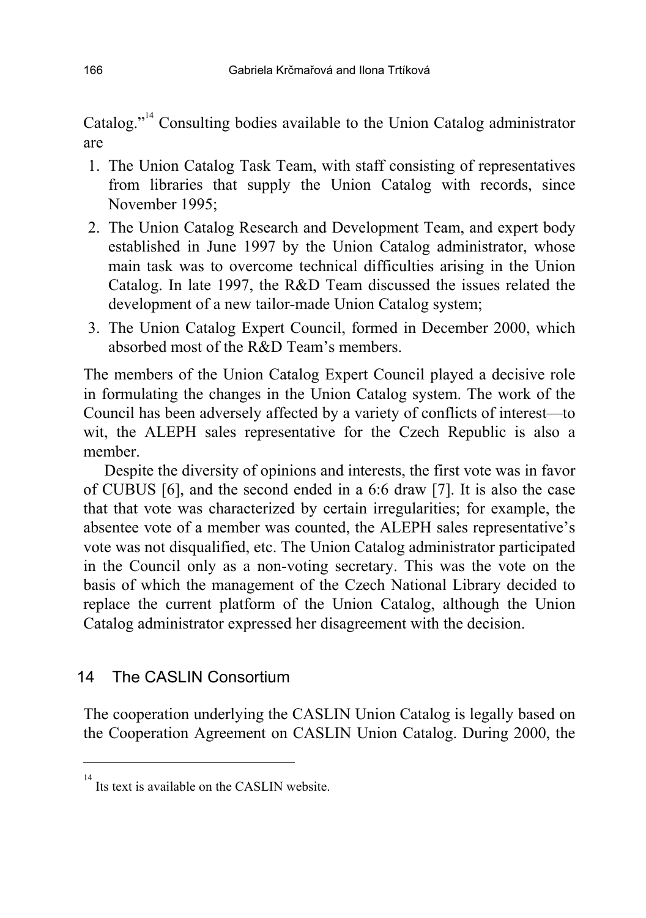Catalog."[14] Consulting bodies available to the Union Catalog administrator are

1. The Union Catalog Task Team, with staff consisting of representatives from libraries that supply the Union Catalog with records, since November 1995;
2. The Union Catalog Research and Development Team, and expert body established in June 1997 by the Union Catalog administrator, whose main task was to overcome technical difficulties arising in the Union Catalog. In late 1997, the R&D Team discussed the issues related the development of a new tailor-made Union Catalog system;
3. The Union Catalog Expert Council, formed in December 2000, which absorbed most of the R&D Team's members.

The members of the Union Catalog Expert Council played a decisive role in formulating the changes in the Union Catalog system. The work of the Council has been adversely affected by a variety of conflicts of interest—to wit, the ALEPH sales representative for the Czech Republic is also a member.

Despite the diversity of opinions and interests, the first vote was in favor of CUBUS [6], and the second ended in a 6:6 draw [7]. It is also the case that that vote was characterized by certain irregularities; for example, the absentee vote of a member was counted, the ALEPH sales representative's vote was not disqualified, etc. The Union Catalog administrator participated in the Council only as a non-voting secretary. This was the vote on the basis of which the management of the Czech National Library decided to replace the current platform of the Union Catalog, although the Union Catalog administrator expressed her disagreement with the decision.

## 14 The CASLIN Consortium

The cooperation underlying the CASLIN Union Catalog is legally based on the Cooperation Agreement on CASLIN Union Catalog. During 2000, the

---

[14] Its text is available on the CASLIN website.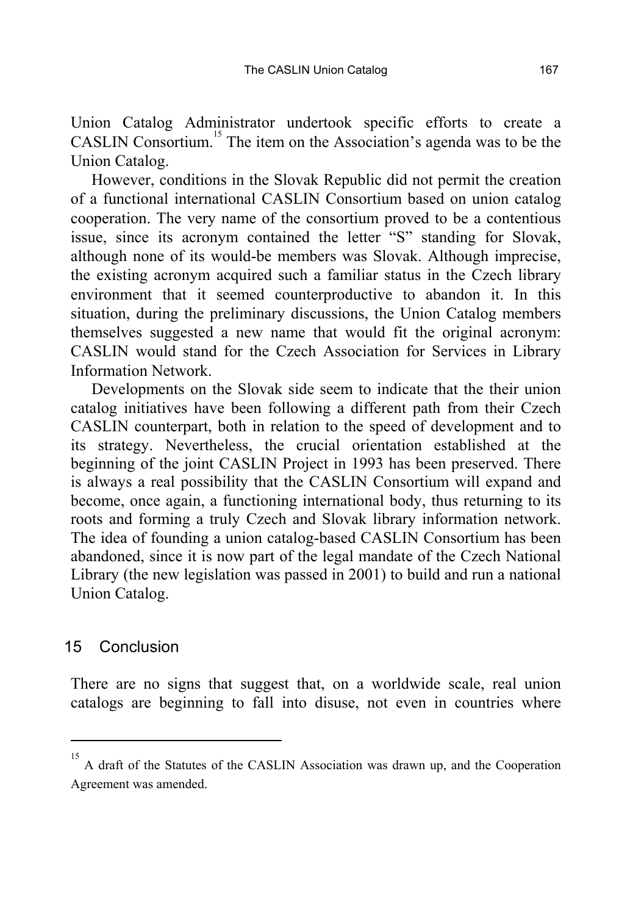Union Catalog Administrator undertook specific efforts to create a CASLIN Consortium.[15] The item on the Association's agenda was to be the Union Catalog.

However, conditions in the Slovak Republic did not permit the creation of a functional international CASLIN Consortium based on union catalog cooperation. The very name of the consortium proved to be a contentious issue, since its acronym contained the letter "S" standing for Slovak, although none of its would-be members was Slovak. Although imprecise, the existing acronym acquired such a familiar status in the Czech library environment that it seemed counterproductive to abandon it. In this situation, during the preliminary discussions, the Union Catalog members themselves suggested a new name that would fit the original acronym: CASLIN would stand for the Czech Association for Services in Library Information Network.

Developments on the Slovak side seem to indicate that the their union catalog initiatives have been following a different path from their Czech CASLIN counterpart, both in relation to the speed of development and to its strategy. Nevertheless, the crucial orientation established at the beginning of the joint CASLIN Project in 1993 has been preserved. There is always a real possibility that the CASLIN Consortium will expand and become, once again, a functioning international body, thus returning to its roots and forming a truly Czech and Slovak library information network. The idea of founding a union catalog-based CASLIN Consortium has been abandoned, since it is now part of the legal mandate of the Czech National Library (the new legislation was passed in 2001) to build and run a national Union Catalog.

## 15 Conclusion

There are no signs that suggest that, on a worldwide scale, real union catalogs are beginning to fall into disuse, not even in countries where

---

[15] A draft of the Statutes of the CASLIN Association was drawn up, and the Cooperation Agreement was amended.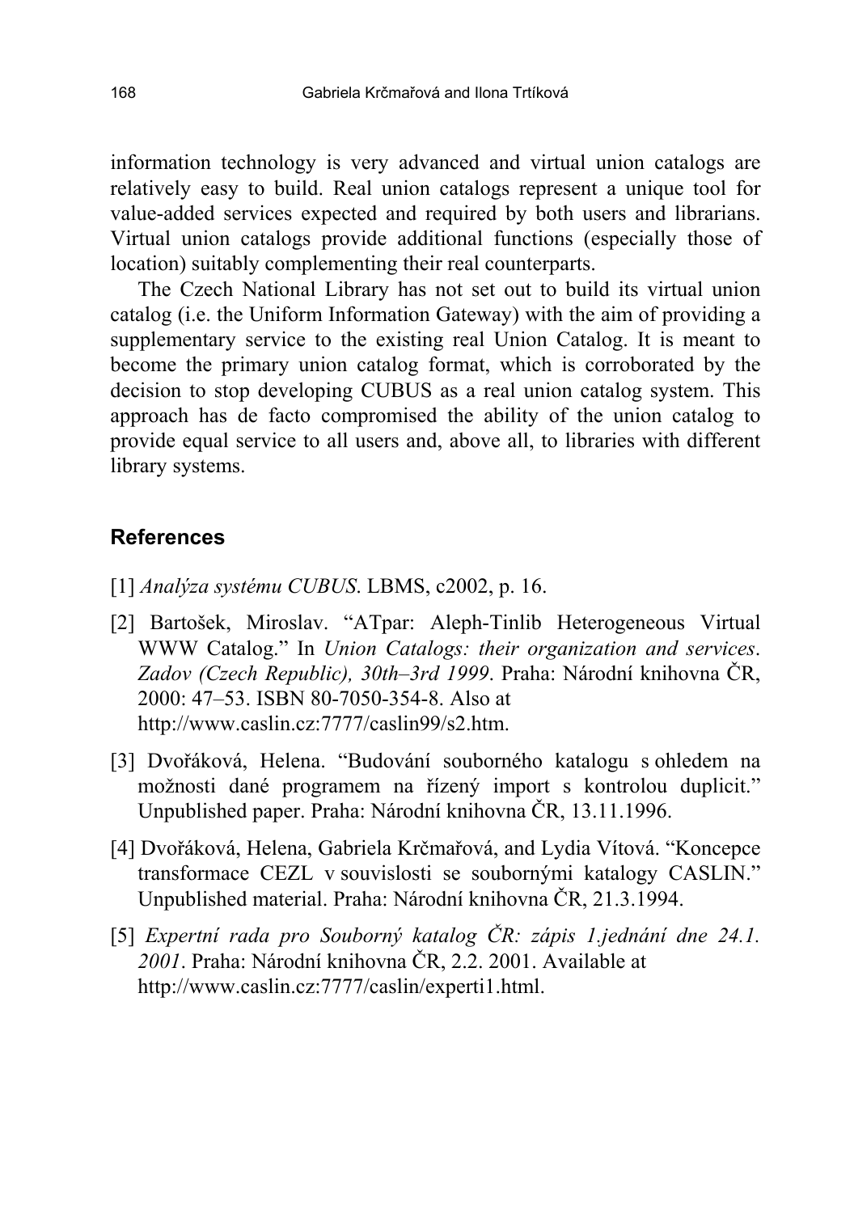information technology is very advanced and virtual union catalogs are relatively easy to build. Real union catalogs represent a unique tool for value-added services expected and required by both users and librarians. Virtual union catalogs provide additional functions (especially those of location) suitably complementing their real counterparts.

The Czech National Library has not set out to build its virtual union catalog (i.e. the Uniform Information Gateway) with the aim of providing a supplementary service to the existing real Union Catalog. It is meant to become the primary union catalog format, which is corroborated by the decision to stop developing CUBUS as a real union catalog system. This approach has de facto compromised the ability of the union catalog to provide equal service to all users and, above all, to libraries with different library systems.

## References

[1] *Analýza systému CUBUS*. LBMS, c2002, p. 16.

[2] Bartošek, Miroslav. "ATpar: Aleph-Tinlib Heterogeneous Virtual WWW Catalog." In *Union Catalogs: their organization and services. Zadov (Czech Republic), 30th–3rd 1999*. Praha: Národní knihovna ČR, 2000: 47–53. ISBN 80-7050-354-8. Also at http://www.caslin.cz:7777/caslin99/s2.htm.

[3] Dvořáková, Helena. "Budování souborného katalogu s ohledem na možnosti dané programem na řízený import s kontrolou duplicit." Unpublished paper. Praha: Národní knihovna ČR, 13.11.1996.

[4] Dvořáková, Helena, Gabriela Krčmařová, and Lydia Vítová. "Koncepce transformace CEZL v souvislosti se soubornými katalogy CASLIN." Unpublished material. Praha: Národní knihovna ČR, 21.3.1994.

[5] *Expertní rada pro Souborný katalog ČR: zápis 1.jednání dne 24.1. 2001*. Praha: Národní knihovna ČR, 2.2. 2001. Available at http://www.caslin.cz:7777/caslin/experti1.html.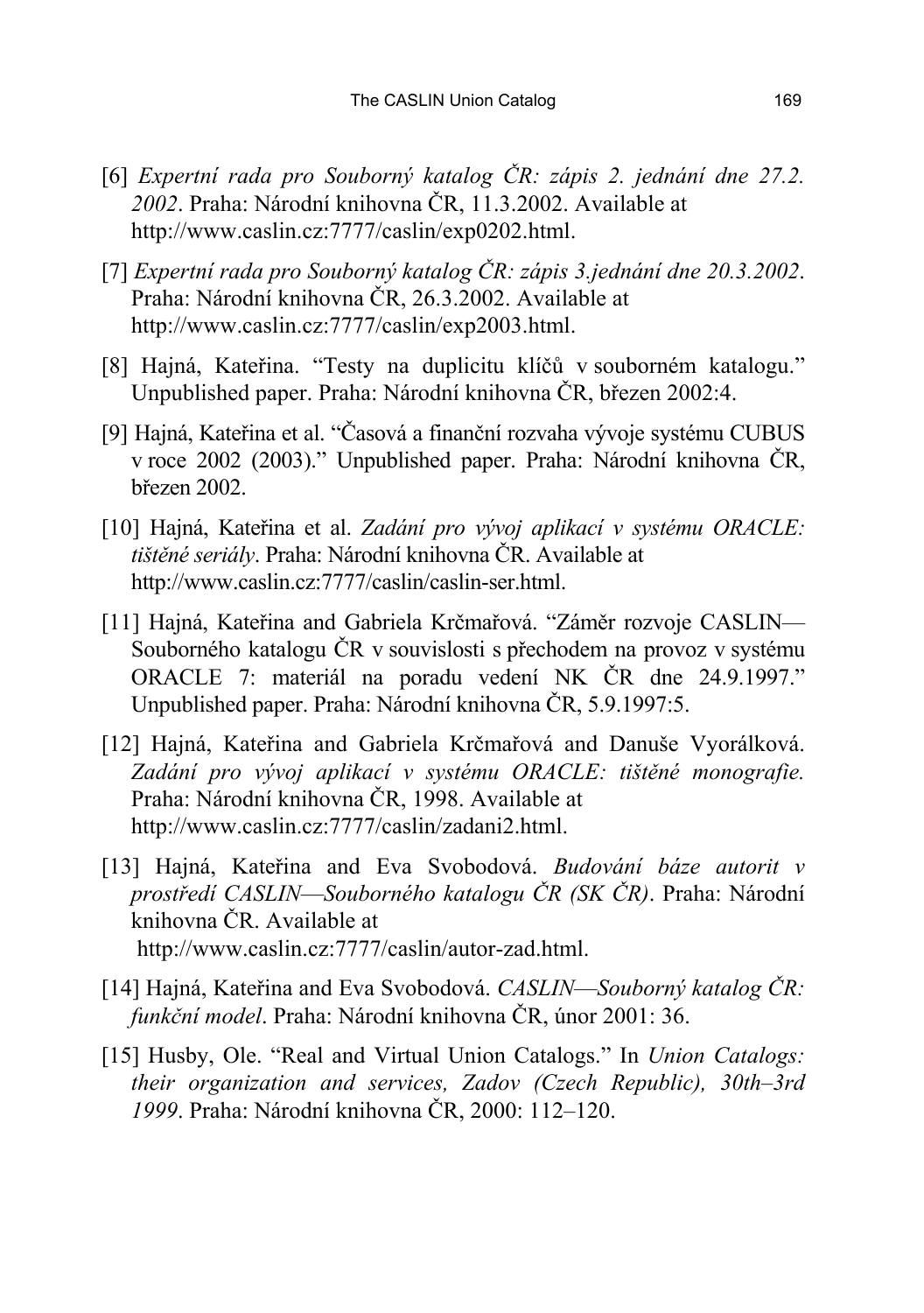[6] *Expertní rada pro Souborný katalog ČR: zápis 2. jednání dne 27.2. 2002*. Praha: Národní knihovna ČR, 11.3.2002. Available at http://www.caslin.cz:7777/caslin/exp0202.html.

[7] *Expertní rada pro Souborný katalog ČR: zápis 3.jednání dne 20.3.2002*. Praha: Národní knihovna ČR, 26.3.2002. Available at http://www.caslin.cz:7777/caslin/exp2003.html.

[8] Hajná, Kateřina. "Testy na duplicitu klíčů v souborném katalogu." Unpublished paper. Praha: Národní knihovna ČR, březen 2002:4.

[9] Hajná, Kateřina et al. "Časová a finanční rozvaha vývoje systému CUBUS v roce 2002 (2003)." Unpublished paper. Praha: Národní knihovna ČR, březen 2002.

[10] Hajná, Kateřina et al. *Zadání pro vývoj aplikací v systému ORACLE: tištěné seriály*. Praha: Národní knihovna ČR. Available at http://www.caslin.cz:7777/caslin/caslin-ser.html.

[11] Hajná, Kateřina and Gabriela Krčmařová. "Záměr rozvoje CASLIN—Souborného katalogu ČR v souvislosti s přechodem na provoz v systému ORACLE 7: materiál na poradu vedení NK ČR dne 24.9.1997." Unpublished paper. Praha: Národní knihovna ČR, 5.9.1997:5.

[12] Hajná, Kateřina and Gabriela Krčmařová and Danuše Vyorálková. *Zadání pro vývoj aplikací v systému ORACLE: tištěné monografie.* Praha: Národní knihovna ČR, 1998. Available at http://www.caslin.cz:7777/caslin/zadani2.html.

[13] Hajná, Kateřina and Eva Svobodová. *Budování báze autorit v prostředí CASLIN—Souborného katalogu ČR (SK ČR)*. Praha: Národní knihovna ČR. Available at http://www.caslin.cz:7777/caslin/autor-zad.html.

[14] Hajná, Kateřina and Eva Svobodová. *CASLIN—Souborný katalog ČR: funkční model*. Praha: Národní knihovna ČR, únor 2001: 36.

[15] Husby, Ole. "Real and Virtual Union Catalogs." In *Union Catalogs: their organization and services, Zadov (Czech Republic), 30th–3rd 1999*. Praha: Národní knihovna ČR, 2000: 112–120.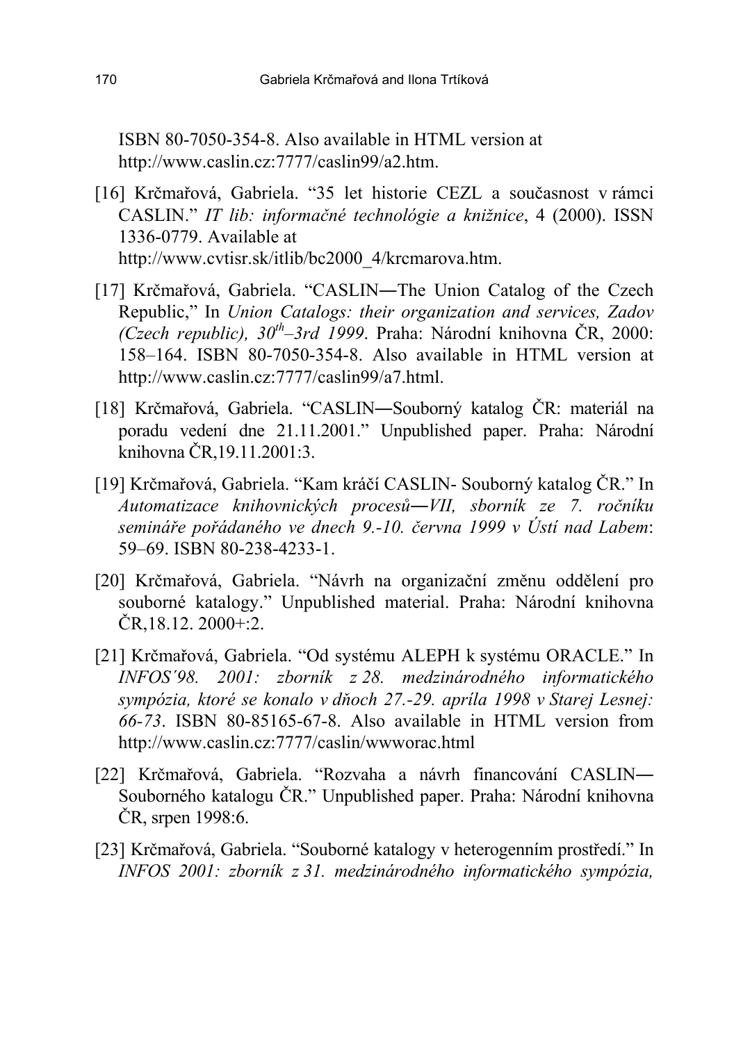ISBN 80-7050-354-8. Also available in HTML version at http://www.caslin.cz:7777/caslin99/a2.htm.

[16] Krčmařová, Gabriela. "35 let historie CEZL a současnost v rámci CASLIN." *IT lib: informačné technológie a knižnice*, 4 (2000). ISSN 1336-0779. Available at http://www.cvtisr.sk/itlib/bc2000_4/krcmarova.htm.

[17] Krčmařová, Gabriela. "CASLIN—The Union Catalog of the Czech Republic," In *Union Catalogs: their organization and services, Zadov (Czech republic), 30$^{th}$–3rd 1999*. Praha: Národní knihovna ČR, 2000: 158–164. ISBN 80-7050-354-8. Also available in HTML version at http://www.caslin.cz:7777/caslin99/a7.html.

[18] Krčmařová, Gabriela. "CASLIN—Souborný katalog ČR: materiál na poradu vedení dne 21.11.2001." Unpublished paper. Praha: Národní knihovna ČR,19.11.2001:3.

[19] Krčmařová, Gabriela. "Kam kráčí CASLIN- Souborný katalog ČR." In *Automatizace knihovnických procesů—VII, sborník ze 7. ročníku semináře pořádaného ve dnech 9.-10. června 1999 v Ústí nad Labem*: 59–69. ISBN 80-238-4233-1.

[20] Krčmařová, Gabriela. "Návrh na organizační změnu oddělení pro souborné katalogy." Unpublished material. Praha: Národní knihovna ČR,18.12. 2000+:2.

[21] Krčmařová, Gabriela. "Od systému ALEPH k systému ORACLE." In *INFOS´98. 2001: zborník z 28. medzinárodného informatického sympózia, ktoré se konalo v dňoch 27.-29. apríla 1998 v Starej Lesnej: 66-73*. ISBN 80-85165-67-8. Also available in HTML version from http://www.caslin.cz:7777/caslin/wwworac.html

[22] Krčmařová, Gabriela. "Rozvaha a návrh financování CASLIN—Souborného katalogu ČR." Unpublished paper. Praha: Národní knihovna ČR, srpen 1998:6.

[23] Krčmařová, Gabriela. "Souborné katalogy v heterogenním prostředí." In *INFOS 2001: zborník z 31. medzinárodného informatického sympózia,*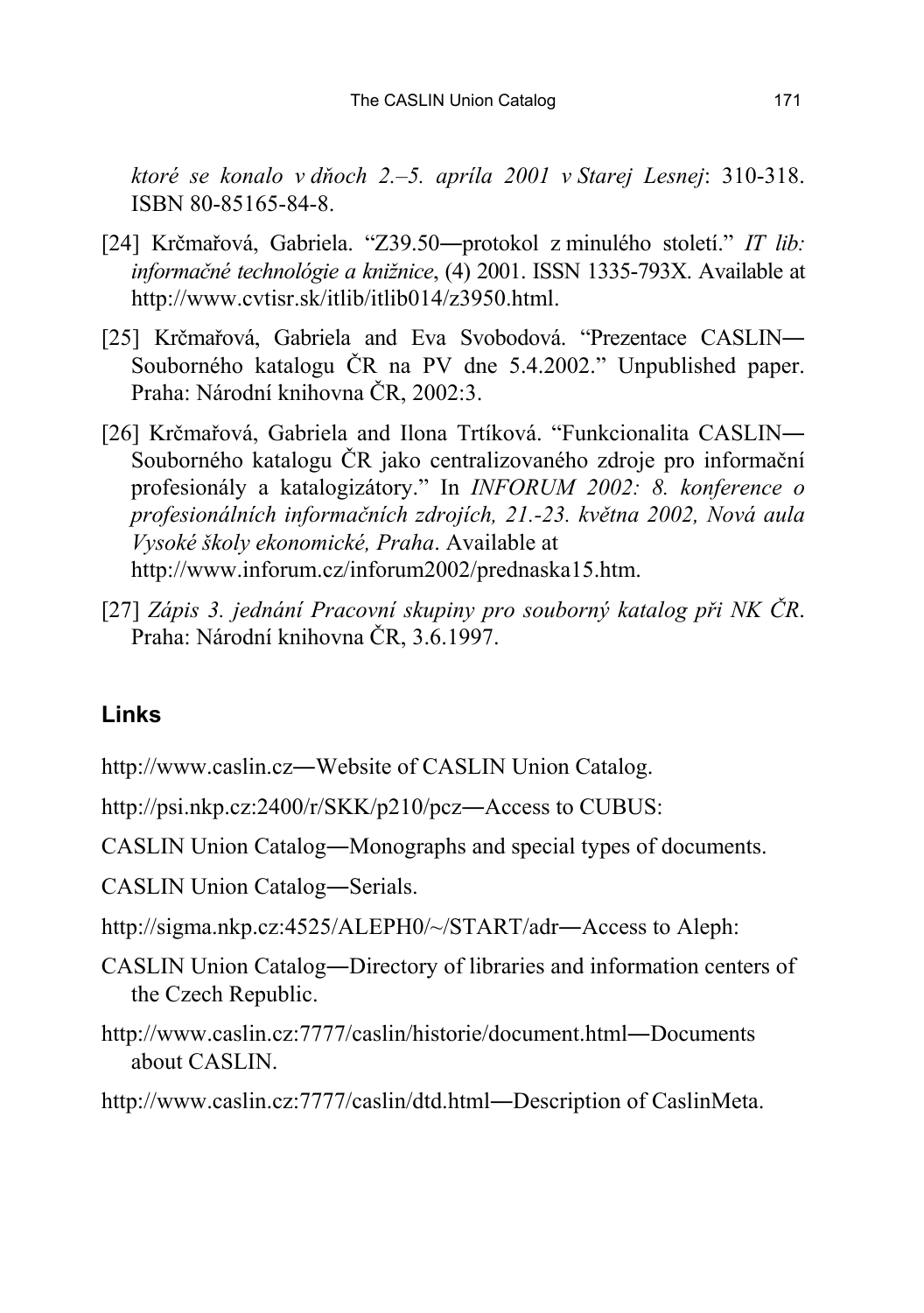*ktoré se konalo v dňoch 2.–5. apríla 2001 v Starej Lesnej*: 310-318. ISBN 80-85165-84-8.

[24] Krčmařová, Gabriela. "Z39.50—protokol z minulého století." *IT lib: informačné technológie a knižnice*, (4) 2001. ISSN 1335-793X. Available at http://www.cvtisr.sk/itlib/itlib014/z3950.html.

[25] Krčmařová, Gabriela and Eva Svobodová. "Prezentace CASLIN—Souborného katalogu ČR na PV dne 5.4.2002." Unpublished paper. Praha: Národní knihovna ČR, 2002:3.

[26] Krčmařová, Gabriela and Ilona Trtíková. "Funkcionalita CASLIN—Souborného katalogu ČR jako centralizovaného zdroje pro informační profesionály a katalogizátory." In *INFORUM 2002: 8. konference o profesionálních informačních zdrojích, 21.-23. května 2002, Nová aula Vysoké školy ekonomické, Praha*. Available at http://www.inforum.cz/inforum2002/prednaska15.htm.

[27] *Zápis 3. jednání Pracovní skupiny pro souborný katalog při NK ČR*. Praha: Národní knihovna ČR, 3.6.1997.

## Links

http://www.caslin.cz—Website of CASLIN Union Catalog.

http://psi.nkp.cz:2400/r/SKK/p210/pcz—Access to CUBUS:

CASLIN Union Catalog—Monographs and special types of documents.

CASLIN Union Catalog—Serials.

http://sigma.nkp.cz:4525/ALEPH0/~/START/adr—Access to Aleph:

CASLIN Union Catalog—Directory of libraries and information centers of the Czech Republic.

http://www.caslin.cz:7777/caslin/historie/document.html—Documents about CASLIN.

http://www.caslin.cz:7777/caslin/dtd.html—Description of CaslinMeta.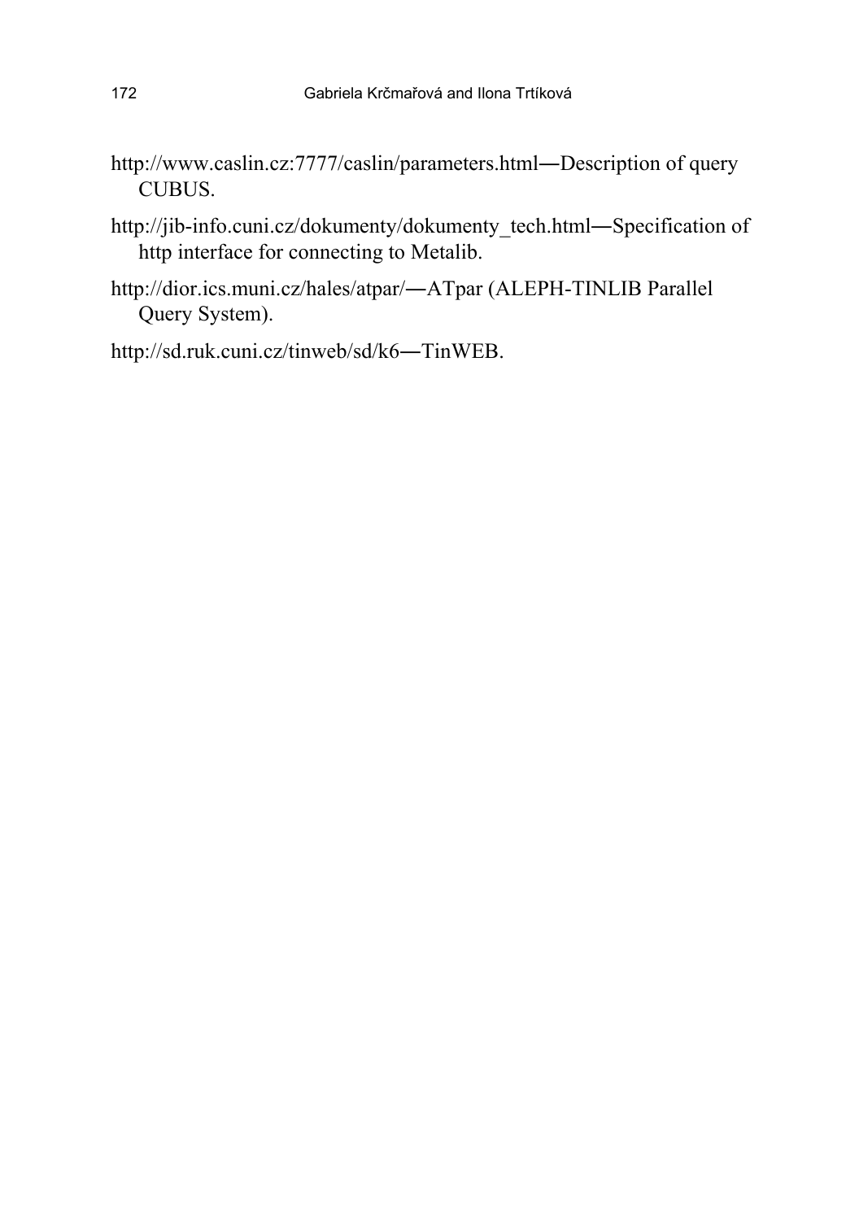http://www.caslin.cz:7777/caslin/parameters.html—Description of query CUBUS.

http://jib-info.cuni.cz/dokumenty/dokumenty_tech.html—Specification of http interface for connecting to Metalib.

http://dior.ics.muni.cz/hales/atpar/—ATpar (ALEPH-TINLIB Parallel Query System).

http://sd.ruk.cuni.cz/tinweb/sd/k6—TinWEB.